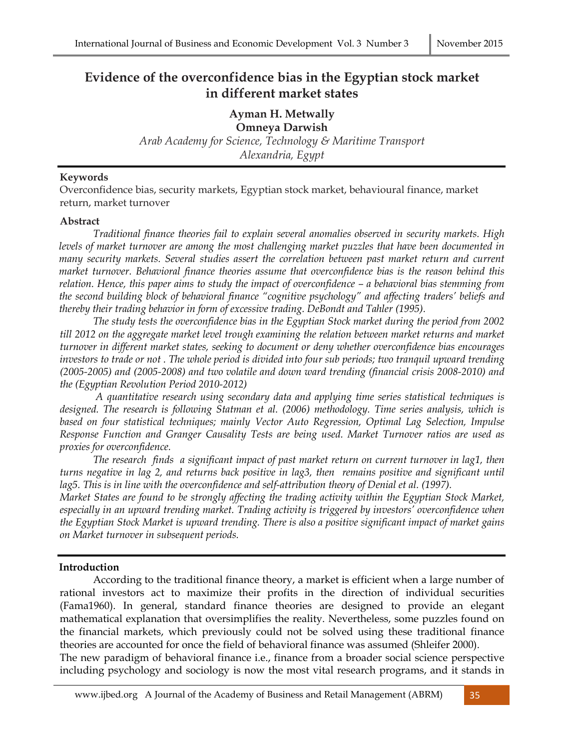# Evidence of the overconfidence bias in the Egyptian stock market in different market states

**Ayman H. Metwally**
**Omneya Darwish**

*Arab Academy for Science, Technology & Maritime Transport*
*Alexandria, Egypt*

### Keywords

Overconfidence bias, security markets, Egyptian stock market, behavioural finance, market return, market turnover

### Abstract

*Traditional finance theories fail to explain several anomalies observed in security markets. High levels of market turnover are among the most challenging market puzzles that have been documented in many security markets. Several studies assert the correlation between past market return and current market turnover. Behavioral finance theories assume that overconfidence bias is the reason behind this relation. Hence, this paper aims to study the impact of overconfidence – a behavioral bias stemming from the second building block of behavioral finance "cognitive psychology" and affecting traders' beliefs and thereby their trading behavior in form of excessive trading. DeBondt and Tahler (1995).*

*The study tests the overconfidence bias in the Egyptian Stock market during the period from 2002 till 2012 on the aggregate market level trough examining the relation between market returns and market turnover in different market states, seeking to document or deny whether overconfidence bias encourages investors to trade or not . The whole period is divided into four sub periods; two tranquil upward trending (2005-2005) and (2005-2008) and two volatile and down ward trending (financial crisis 2008-2010) and the (Egyptian Revolution Period 2010-2012)*

*A quantitative research using secondary data and applying time series statistical techniques is designed. The research is following Statman et al. (2006) methodology. Time series analysis, which is based on four statistical techniques; mainly Vector Auto Regression, Optimal Lag Selection, Impulse Response Function and Granger Causality Tests are being used. Market Turnover ratios are used as proxies for overconfidence.*

*The research finds a significant impact of past market return on current turnover in lag1, then turns negative in lag 2, and returns back positive in lag3, then remains positive and significant until lag5. This is in line with the overconfidence and self-attribution theory of Denial et al. (1997).*

*Market States are found to be strongly affecting the trading activity within the Egyptian Stock Market, especially in an upward trending market. Trading activity is triggered by investors' overconfidence when the Egyptian Stock Market is upward trending. There is also a positive significant impact of market gains on Market turnover in subsequent periods.*

### Introduction

According to the traditional finance theory, a market is efficient when a large number of rational investors act to maximize their profits in the direction of individual securities (Fama1960). In general, standard finance theories are designed to provide an elegant mathematical explanation that oversimplifies the reality. Nevertheless, some puzzles found on the financial markets, which previously could not be solved using these traditional finance theories are accounted for once the field of behavioral finance was assumed (Shleifer 2000).

The new paradigm of behavioral finance i.e., finance from a broader social science perspective including psychology and sociology is now the most vital research programs, and it stands in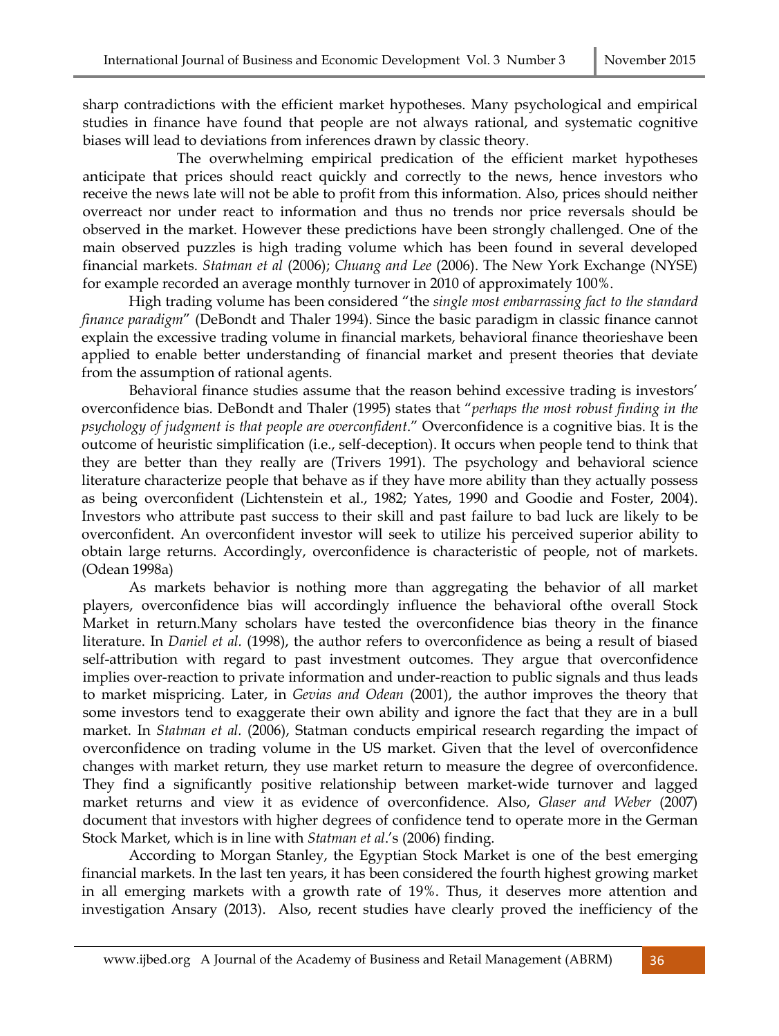sharp contradictions with the efficient market hypotheses. Many psychological and empirical studies in finance have found that people are not always rational, and systematic cognitive biases will lead to deviations from inferences drawn by classic theory.

The overwhelming empirical predication of the efficient market hypotheses anticipate that prices should react quickly and correctly to the news, hence investors who receive the news late will not be able to profit from this information. Also, prices should neither overreact nor under react to information and thus no trends nor price reversals should be observed in the market. However these predictions have been strongly challenged. One of the main observed puzzles is high trading volume which has been found in several developed financial markets. *Statman et al* (2006); *Chuang and Lee* (2006). The New York Exchange (NYSE) for example recorded an average monthly turnover in 2010 of approximately 100%.

High trading volume has been considered "the *single most embarrassing fact to the standard finance paradigm*" (DeBondt and Thaler 1994). Since the basic paradigm in classic finance cannot explain the excessive trading volume in financial markets, behavioral finance theorieshave been applied to enable better understanding of financial market and present theories that deviate from the assumption of rational agents.

Behavioral finance studies assume that the reason behind excessive trading is investors' overconfidence bias. DeBondt and Thaler (1995) states that "*perhaps the most robust finding in the psychology of judgment is that people are overconfident*." Overconfidence is a cognitive bias. It is the outcome of heuristic simplification (i.e., self-deception). It occurs when people tend to think that they are better than they really are (Trivers 1991). The psychology and behavioral science literature characterize people that behave as if they have more ability than they actually possess as being overconfident (Lichtenstein et al., 1982; Yates, 1990 and Goodie and Foster, 2004). Investors who attribute past success to their skill and past failure to bad luck are likely to be overconfident. An overconfident investor will seek to utilize his perceived superior ability to obtain large returns. Accordingly, overconfidence is characteristic of people, not of markets. (Odean 1998a)

As markets behavior is nothing more than aggregating the behavior of all market players, overconfidence bias will accordingly influence the behavioral ofthe overall Stock Market in return.Many scholars have tested the overconfidence bias theory in the finance literature. In *Daniel et al.* (1998), the author refers to overconfidence as being a result of biased self-attribution with regard to past investment outcomes. They argue that overconfidence implies over-reaction to private information and under-reaction to public signals and thus leads to market mispricing. Later, in *Gevias and Odean* (2001), the author improves the theory that some investors tend to exaggerate their own ability and ignore the fact that they are in a bull market. In *Statman et al*. (2006), Statman conducts empirical research regarding the impact of overconfidence on trading volume in the US market. Given that the level of overconfidence changes with market return, they use market return to measure the degree of overconfidence. They find a significantly positive relationship between market-wide turnover and lagged market returns and view it as evidence of overconfidence. Also, *Glaser and Weber* (2007) document that investors with higher degrees of confidence tend to operate more in the German Stock Market, which is in line with *Statman et al*.'s (2006) finding.

According to Morgan Stanley, the Egyptian Stock Market is one of the best emerging financial markets. In the last ten years, it has been considered the fourth highest growing market in all emerging markets with a growth rate of 19%. Thus, it deserves more attention and investigation Ansary (2013). Also, recent studies have clearly proved the inefficiency of the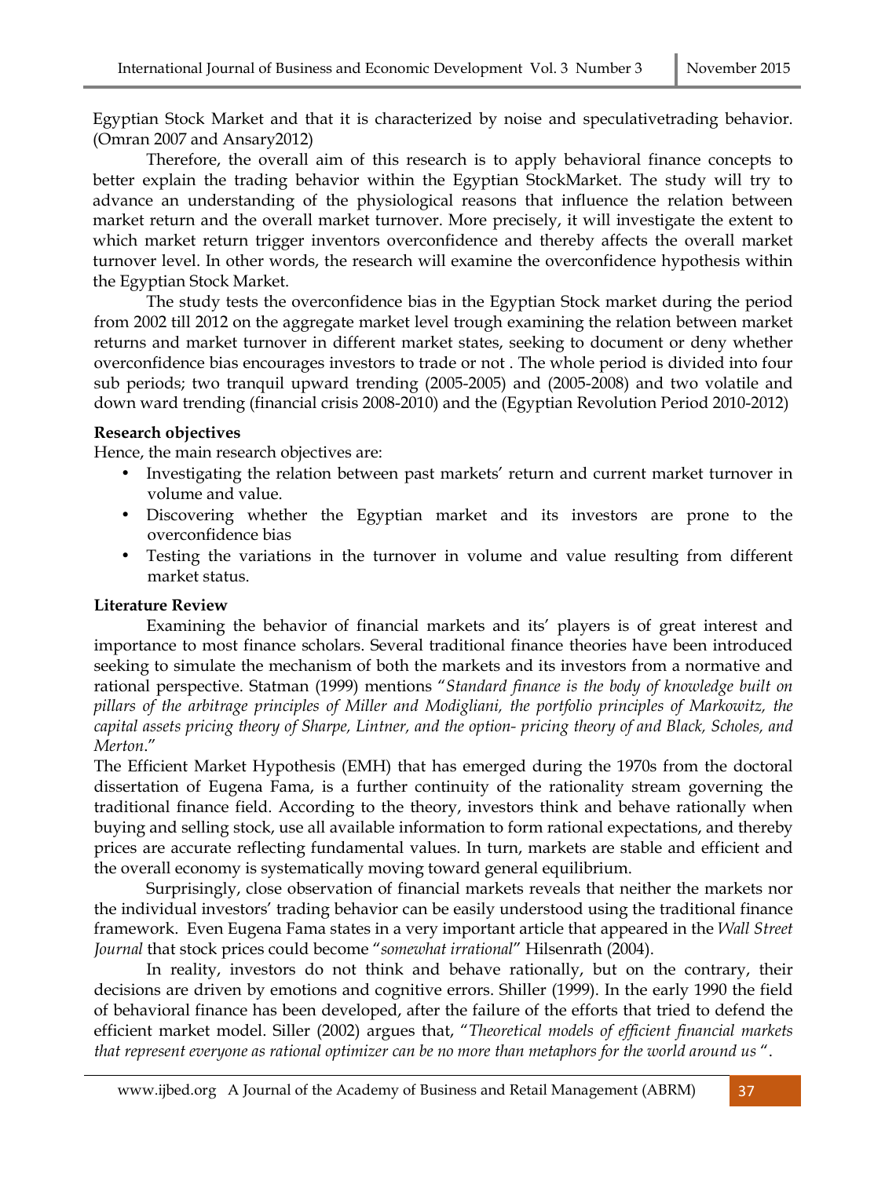Egyptian Stock Market and that it is characterized by noise and speculativetrading behavior. (Omran 2007 and Ansary2012)

Therefore, the overall aim of this research is to apply behavioral finance concepts to better explain the trading behavior within the Egyptian StockMarket. The study will try to advance an understanding of the physiological reasons that influence the relation between market return and the overall market turnover. More precisely, it will investigate the extent to which market return trigger inventors overconfidence and thereby affects the overall market turnover level. In other words, the research will examine the overconfidence hypothesis within the Egyptian Stock Market.

The study tests the overconfidence bias in the Egyptian Stock market during the period from 2002 till 2012 on the aggregate market level trough examining the relation between market returns and market turnover in different market states, seeking to document or deny whether overconfidence bias encourages investors to trade or not . The whole period is divided into four sub periods; two tranquil upward trending (2005-2005) and (2005-2008) and two volatile and down ward trending (financial crisis 2008-2010) and the (Egyptian Revolution Period 2010-2012)

**Research objectives**

Hence, the main research objectives are:

- Investigating the relation between past markets' return and current market turnover in volume and value.
- Discovering whether the Egyptian market and its investors are prone to the overconfidence bias
- Testing the variations in the turnover in volume and value resulting from different market status.

**Literature Review**

Examining the behavior of financial markets and its' players is of great interest and importance to most finance scholars. Several traditional finance theories have been introduced seeking to simulate the mechanism of both the markets and its investors from a normative and rational perspective. Statman (1999) mentions "*Standard finance is the body of knowledge built on pillars of the arbitrage principles of Miller and Modigliani, the portfolio principles of Markowitz, the capital assets pricing theory of Sharpe, Lintner, and the option- pricing theory of and Black, Scholes, and Merton*."

The Efficient Market Hypothesis (EMH) that has emerged during the 1970s from the doctoral dissertation of Eugena Fama, is a further continuity of the rationality stream governing the traditional finance field. According to the theory, investors think and behave rationally when buying and selling stock, use all available information to form rational expectations, and thereby prices are accurate reflecting fundamental values. In turn, markets are stable and efficient and the overall economy is systematically moving toward general equilibrium.

Surprisingly, close observation of financial markets reveals that neither the markets nor the individual investors' trading behavior can be easily understood using the traditional finance framework. Even Eugena Fama states in a very important article that appeared in the *Wall Street Journal* that stock prices could become "*somewhat irrational*" Hilsenrath (2004).

In reality, investors do not think and behave rationally, but on the contrary, their decisions are driven by emotions and cognitive errors. Shiller (1999). In the early 1990 the field of behavioral finance has been developed, after the failure of the efforts that tried to defend the efficient market model. Siller (2002) argues that, "*Theoretical models of efficient financial markets that represent everyone as rational optimizer can be no more than metaphors for the world around us* ".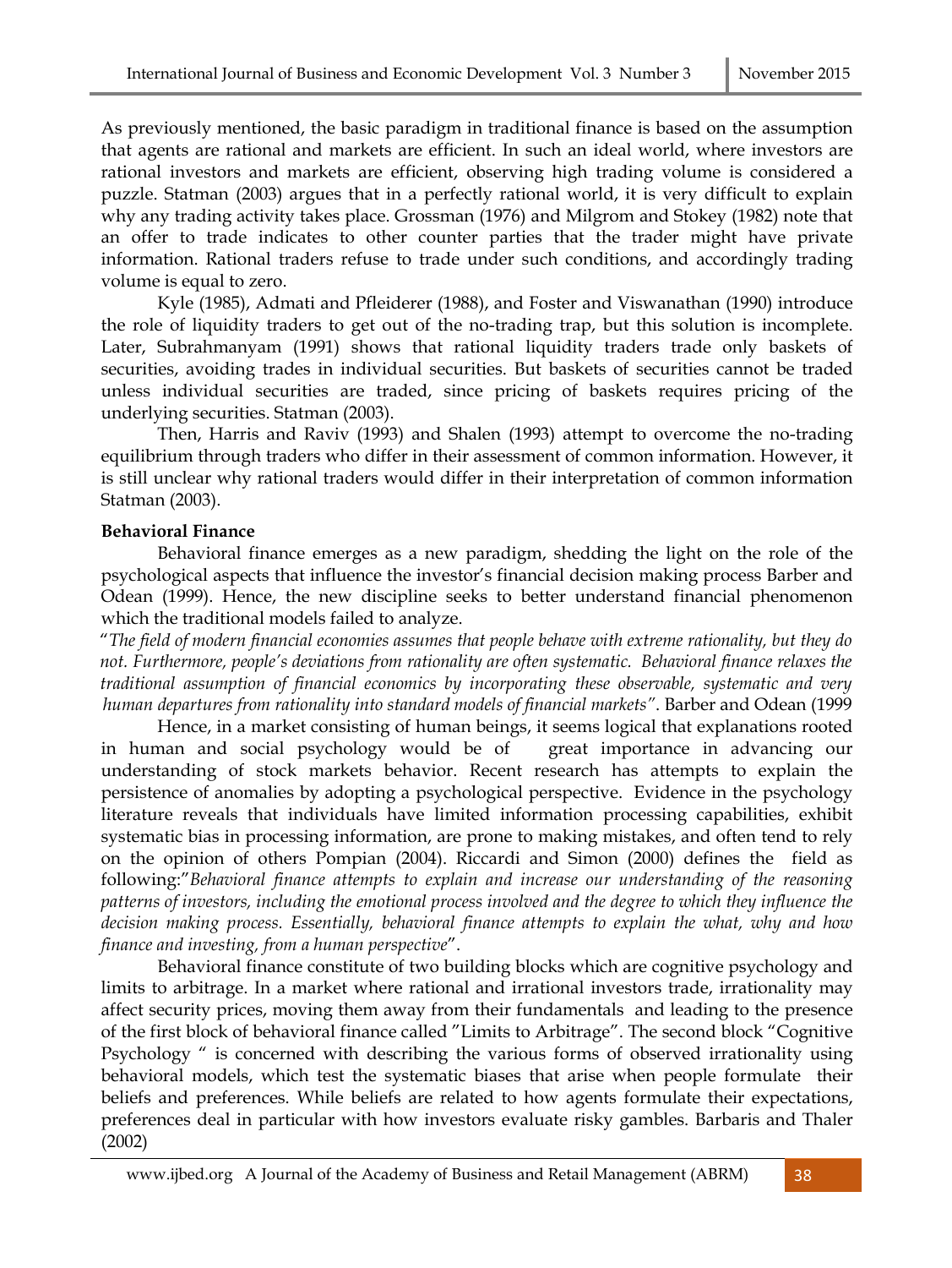As previously mentioned, the basic paradigm in traditional finance is based on the assumption that agents are rational and markets are efficient. In such an ideal world, where investors are rational investors and markets are efficient, observing high trading volume is considered a puzzle. Statman (2003) argues that in a perfectly rational world, it is very difficult to explain why any trading activity takes place. Grossman (1976) and Milgrom and Stokey (1982) note that an offer to trade indicates to other counter parties that the trader might have private information. Rational traders refuse to trade under such conditions, and accordingly trading volume is equal to zero.

Kyle (1985), Admati and Pfleiderer (1988), and Foster and Viswanathan (1990) introduce the role of liquidity traders to get out of the no-trading trap, but this solution is incomplete. Later, Subrahmanyam (1991) shows that rational liquidity traders trade only baskets of securities, avoiding trades in individual securities. But baskets of securities cannot be traded unless individual securities are traded, since pricing of baskets requires pricing of the underlying securities. Statman (2003).

Then, Harris and Raviv (1993) and Shalen (1993) attempt to overcome the no-trading equilibrium through traders who differ in their assessment of common information. However, it is still unclear why rational traders would differ in their interpretation of common information Statman (2003).

**Behavioral Finance**

Behavioral finance emerges as a new paradigm, shedding the light on the role of the psychological aspects that influence the investor's financial decision making process Barber and Odean (1999). Hence, the new discipline seeks to better understand financial phenomenon which the traditional models failed to analyze.

"*The field of modern financial economies assumes that people behave with extreme rationality, but they do not. Furthermore, people's deviations from rationality are often systematic. Behavioral finance relaxes the traditional assumption of financial economics by incorporating these observable, systematic and very human departures from rationality into standard models of financial markets*". Barber and Odean (1999

Hence, in a market consisting of human beings, it seems logical that explanations rooted in human and social psychology would be of great importance in advancing our understanding of stock markets behavior. Recent research has attempts to explain the persistence of anomalies by adopting a psychological perspective. Evidence in the psychology literature reveals that individuals have limited information processing capabilities, exhibit systematic bias in processing information, are prone to making mistakes, and often tend to rely on the opinion of others Pompian (2004). Riccardi and Simon (2000) defines the field as following:"*Behavioral finance attempts to explain and increase our understanding of the reasoning patterns of investors, including the emotional process involved and the degree to which they influence the decision making process. Essentially, behavioral finance attempts to explain the what, why and how finance and investing, from a human perspective*".

Behavioral finance constitute of two building blocks which are cognitive psychology and limits to arbitrage. In a market where rational and irrational investors trade, irrationality may affect security prices, moving them away from their fundamentals and leading to the presence of the first block of behavioral finance called "Limits to Arbitrage". The second block "Cognitive Psychology " is concerned with describing the various forms of observed irrationality using behavioral models, which test the systematic biases that arise when people formulate their beliefs and preferences. While beliefs are related to how agents formulate their expectations, preferences deal in particular with how investors evaluate risky gambles. Barbaris and Thaler (2002)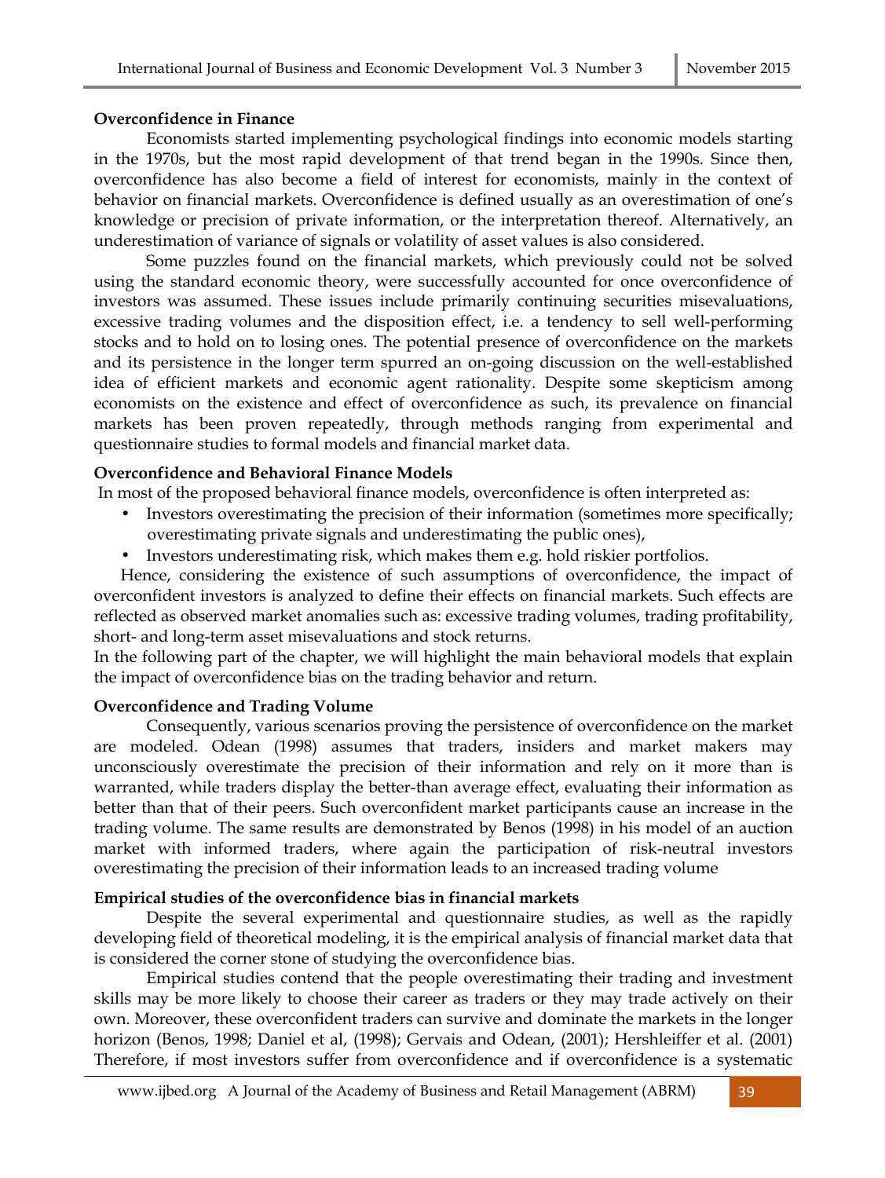**Overconfidence in Finance**

Economists started implementing psychological findings into economic models starting in the 1970s, but the most rapid development of that trend began in the 1990s. Since then, overconfidence has also become a field of interest for economists, mainly in the context of behavior on financial markets. Overconfidence is defined usually as an overestimation of one's knowledge or precision of private information, or the interpretation thereof. Alternatively, an underestimation of variance of signals or volatility of asset values is also considered.

Some puzzles found on the financial markets, which previously could not be solved using the standard economic theory, were successfully accounted for once overconfidence of investors was assumed. These issues include primarily continuing securities misevaluations, excessive trading volumes and the disposition effect, i.e. a tendency to sell well-performing stocks and to hold on to losing ones. The potential presence of overconfidence on the markets and its persistence in the longer term spurred an on-going discussion on the well-established idea of efficient markets and economic agent rationality. Despite some skepticism among economists on the existence and effect of overconfidence as such, its prevalence on financial markets has been proven repeatedly, through methods ranging from experimental and questionnaire studies to formal models and financial market data.

**Overconfidence and Behavioral Finance Models**

In most of the proposed behavioral finance models, overconfidence is often interpreted as:

- Investors overestimating the precision of their information (sometimes more specifically; overestimating private signals and underestimating the public ones),
- Investors underestimating risk, which makes them e.g. hold riskier portfolios.

Hence, considering the existence of such assumptions of overconfidence, the impact of overconfident investors is analyzed to define their effects on financial markets. Such effects are reflected as observed market anomalies such as: excessive trading volumes, trading profitability, short- and long-term asset misevaluations and stock returns.

In the following part of the chapter, we will highlight the main behavioral models that explain the impact of overconfidence bias on the trading behavior and return.

**Overconfidence and Trading Volume**

Consequently, various scenarios proving the persistence of overconfidence on the market are modeled. Odean (1998) assumes that traders, insiders and market makers may unconsciously overestimate the precision of their information and rely on it more than is warranted, while traders display the better-than average effect, evaluating their information as better than that of their peers. Such overconfident market participants cause an increase in the trading volume. The same results are demonstrated by Benos (1998) in his model of an auction market with informed traders, where again the participation of risk-neutral investors overestimating the precision of their information leads to an increased trading volume

**Empirical studies of the overconfidence bias in financial markets**

Despite the several experimental and questionnaire studies, as well as the rapidly developing field of theoretical modeling, it is the empirical analysis of financial market data that is considered the corner stone of studying the overconfidence bias.

Empirical studies contend that the people overestimating their trading and investment skills may be more likely to choose their career as traders or they may trade actively on their own. Moreover, these overconfident traders can survive and dominate the markets in the longer horizon (Benos, 1998; Daniel et al, (1998); Gervais and Odean, (2001); Hershleiffer et al. (2001) Therefore, if most investors suffer from overconfidence and if overconfidence is a systematic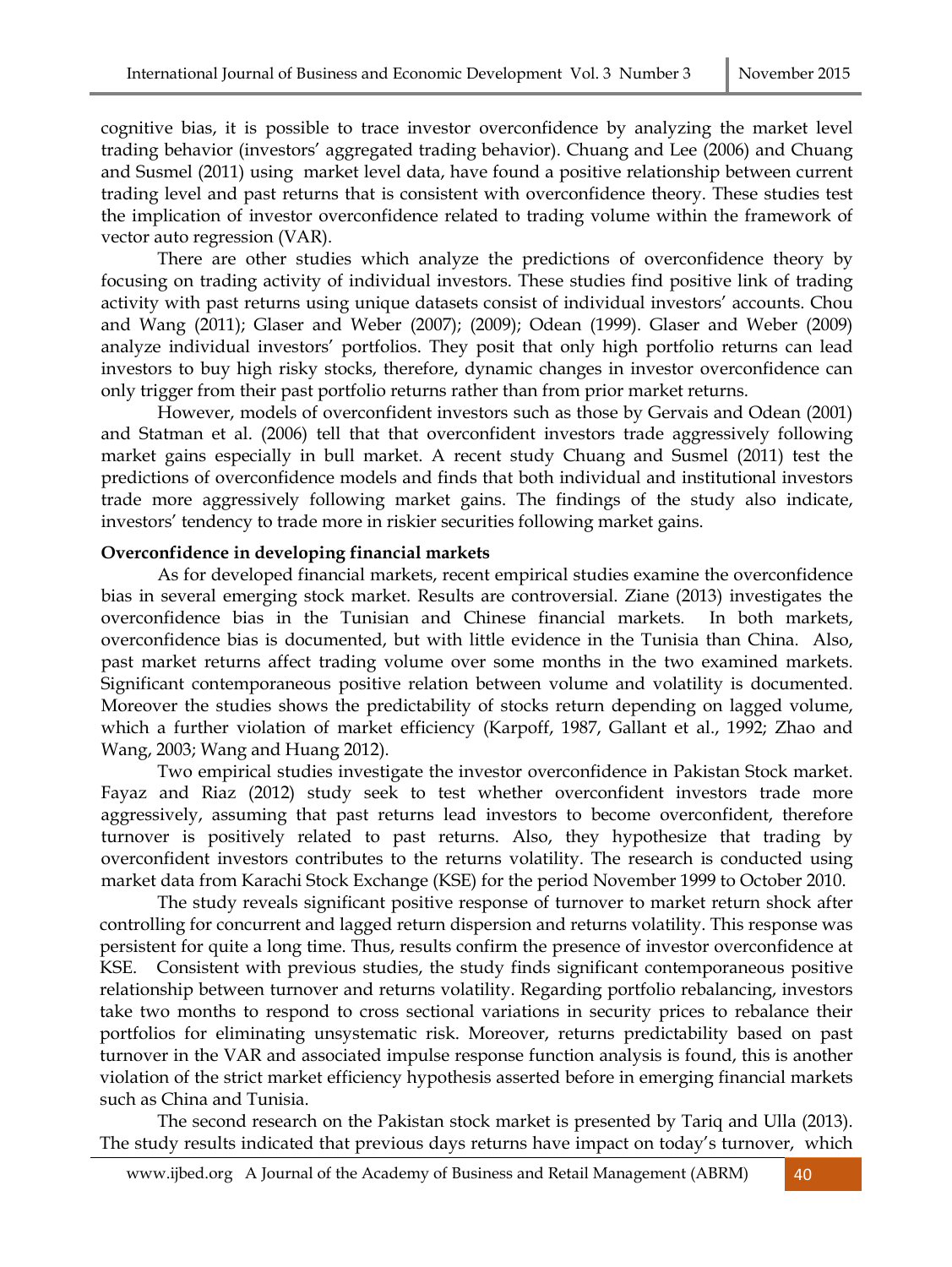cognitive bias, it is possible to trace investor overconfidence by analyzing the market level trading behavior (investors' aggregated trading behavior). Chuang and Lee (2006) and Chuang and Susmel (2011) using market level data, have found a positive relationship between current trading level and past returns that is consistent with overconfidence theory. These studies test the implication of investor overconfidence related to trading volume within the framework of vector auto regression (VAR).

There are other studies which analyze the predictions of overconfidence theory by focusing on trading activity of individual investors. These studies find positive link of trading activity with past returns using unique datasets consist of individual investors' accounts. Chou and Wang (2011); Glaser and Weber (2007); (2009); Odean (1999). Glaser and Weber (2009) analyze individual investors' portfolios. They posit that only high portfolio returns can lead investors to buy high risky stocks, therefore, dynamic changes in investor overconfidence can only trigger from their past portfolio returns rather than from prior market returns.

However, models of overconfident investors such as those by Gervais and Odean (2001) and Statman et al. (2006) tell that that overconfident investors trade aggressively following market gains especially in bull market. A recent study Chuang and Susmel (2011) test the predictions of overconfidence models and finds that both individual and institutional investors trade more aggressively following market gains. The findings of the study also indicate, investors' tendency to trade more in riskier securities following market gains.

**Overconfidence in developing financial markets**

As for developed financial markets, recent empirical studies examine the overconfidence bias in several emerging stock market. Results are controversial. Ziane (2013) investigates the overconfidence bias in the Tunisian and Chinese financial markets. In both markets, overconfidence bias is documented, but with little evidence in the Tunisia than China. Also, past market returns affect trading volume over some months in the two examined markets. Significant contemporaneous positive relation between volume and volatility is documented. Moreover the studies shows the predictability of stocks return depending on lagged volume, which a further violation of market efficiency (Karpoff, 1987, Gallant et al., 1992; Zhao and Wang, 2003; Wang and Huang 2012).

Two empirical studies investigate the investor overconfidence in Pakistan Stock market. Fayaz and Riaz (2012) study seek to test whether overconfident investors trade more aggressively, assuming that past returns lead investors to become overconfident, therefore turnover is positively related to past returns. Also, they hypothesize that trading by overconfident investors contributes to the returns volatility. The research is conducted using market data from Karachi Stock Exchange (KSE) for the period November 1999 to October 2010.

The study reveals significant positive response of turnover to market return shock after controlling for concurrent and lagged return dispersion and returns volatility. This response was persistent for quite a long time. Thus, results confirm the presence of investor overconfidence at KSE. Consistent with previous studies, the study finds significant contemporaneous positive relationship between turnover and returns volatility. Regarding portfolio rebalancing, investors take two months to respond to cross sectional variations in security prices to rebalance their portfolios for eliminating unsystematic risk. Moreover, returns predictability based on past turnover in the VAR and associated impulse response function analysis is found, this is another violation of the strict market efficiency hypothesis asserted before in emerging financial markets such as China and Tunisia.

The second research on the Pakistan stock market is presented by Tariq and Ulla (2013). The study results indicated that previous days returns have impact on today's turnover, which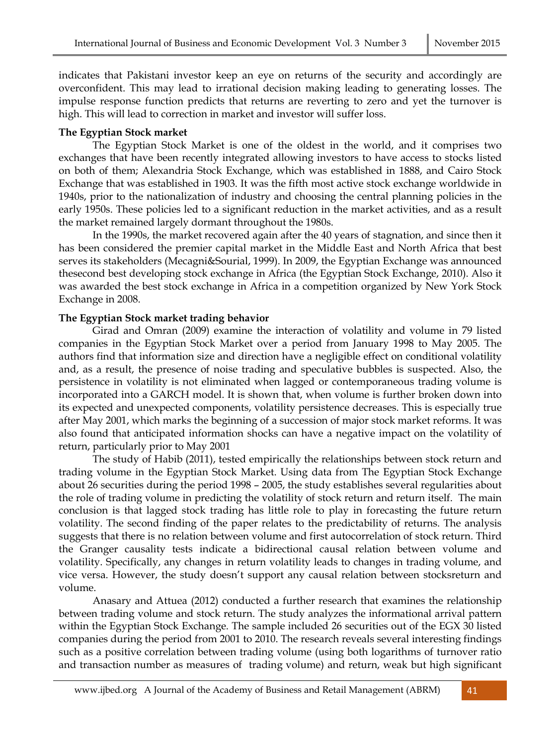indicates that Pakistani investor keep an eye on returns of the security and accordingly are overconfident. This may lead to irrational decision making leading to generating losses. The impulse response function predicts that returns are reverting to zero and yet the turnover is high. This will lead to correction in market and investor will suffer loss.

**The Egyptian Stock market**

The Egyptian Stock Market is one of the oldest in the world, and it comprises two exchanges that have been recently integrated allowing investors to have access to stocks listed on both of them; Alexandria Stock Exchange, which was established in 1888, and Cairo Stock Exchange that was established in 1903. It was the fifth most active stock exchange worldwide in 1940s, prior to the nationalization of industry and choosing the central planning policies in the early 1950s. These policies led to a significant reduction in the market activities, and as a result the market remained largely dormant throughout the 1980s.

In the 1990s, the market recovered again after the 40 years of stagnation, and since then it has been considered the premier capital market in the Middle East and North Africa that best serves its stakeholders (Mecagni&Sourial, 1999). In 2009, the Egyptian Exchange was announced thesecond best developing stock exchange in Africa (the Egyptian Stock Exchange, 2010). Also it was awarded the best stock exchange in Africa in a competition organized by New York Stock Exchange in 2008.

**The Egyptian Stock market trading behavior**

Girad and Omran (2009) examine the interaction of volatility and volume in 79 listed companies in the Egyptian Stock Market over a period from January 1998 to May 2005. The authors find that information size and direction have a negligible effect on conditional volatility and, as a result, the presence of noise trading and speculative bubbles is suspected. Also, the persistence in volatility is not eliminated when lagged or contemporaneous trading volume is incorporated into a GARCH model. It is shown that, when volume is further broken down into its expected and unexpected components, volatility persistence decreases. This is especially true after May 2001, which marks the beginning of a succession of major stock market reforms. It was also found that anticipated information shocks can have a negative impact on the volatility of return, particularly prior to May 2001

The study of Habib (2011), tested empirically the relationships between stock return and trading volume in the Egyptian Stock Market. Using data from The Egyptian Stock Exchange about 26 securities during the period 1998 – 2005, the study establishes several regularities about the role of trading volume in predicting the volatility of stock return and return itself. The main conclusion is that lagged stock trading has little role to play in forecasting the future return volatility. The second finding of the paper relates to the predictability of returns. The analysis suggests that there is no relation between volume and first autocorrelation of stock return. Third the Granger causality tests indicate a bidirectional causal relation between volume and volatility. Specifically, any changes in return volatility leads to changes in trading volume, and vice versa. However, the study doesn't support any causal relation between stocksreturn and volume.

Anasary and Attuea (2012) conducted a further research that examines the relationship between trading volume and stock return. The study analyzes the informational arrival pattern within the Egyptian Stock Exchange. The sample included 26 securities out of the EGX 30 listed companies during the period from 2001 to 2010. The research reveals several interesting findings such as a positive correlation between trading volume (using both logarithms of turnover ratio and transaction number as measures of trading volume) and return, weak but high significant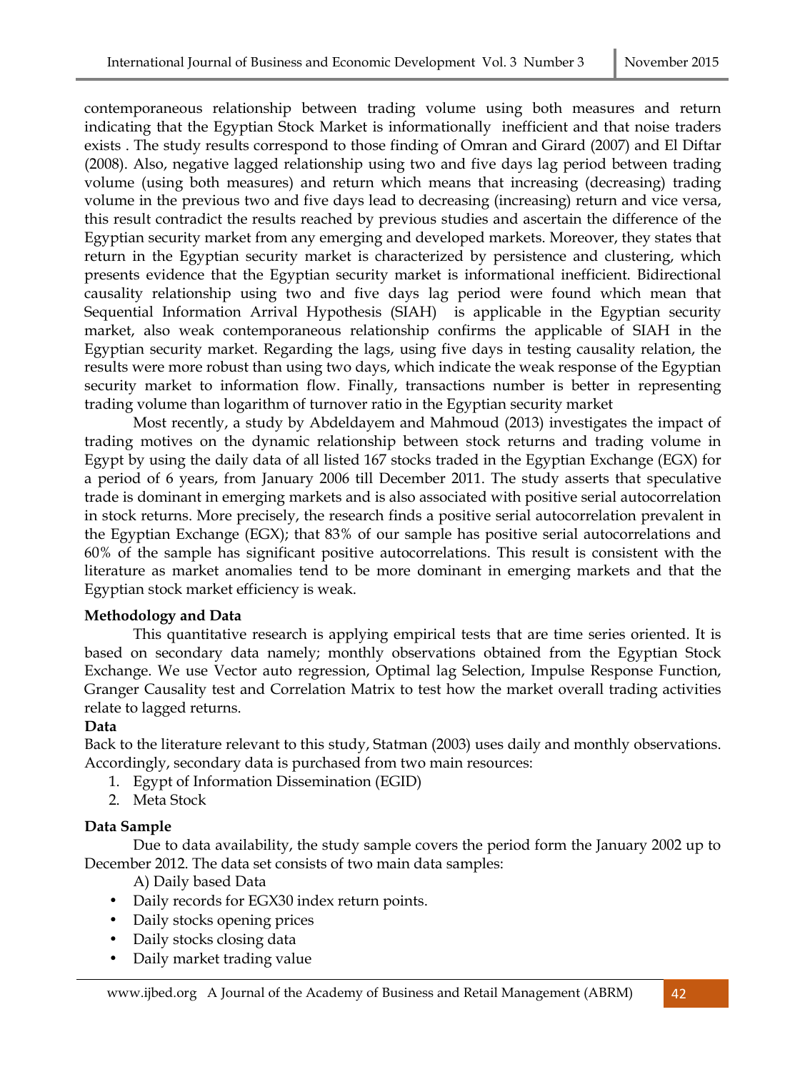contemporaneous relationship between trading volume using both measures and return indicating that the Egyptian Stock Market is informationally inefficient and that noise traders exists . The study results correspond to those finding of Omran and Girard (2007) and El Diftar (2008). Also, negative lagged relationship using two and five days lag period between trading volume (using both measures) and return which means that increasing (decreasing) trading volume in the previous two and five days lead to decreasing (increasing) return and vice versa, this result contradict the results reached by previous studies and ascertain the difference of the Egyptian security market from any emerging and developed markets. Moreover, they states that return in the Egyptian security market is characterized by persistence and clustering, which presents evidence that the Egyptian security market is informational inefficient. Bidirectional causality relationship using two and five days lag period were found which mean that Sequential Information Arrival Hypothesis (SIAH) is applicable in the Egyptian security market, also weak contemporaneous relationship confirms the applicable of SIAH in the Egyptian security market. Regarding the lags, using five days in testing causality relation, the results were more robust than using two days, which indicate the weak response of the Egyptian security market to information flow. Finally, transactions number is better in representing trading volume than logarithm of turnover ratio in the Egyptian security market

Most recently, a study by Abdeldayem and Mahmoud (2013) investigates the impact of trading motives on the dynamic relationship between stock returns and trading volume in Egypt by using the daily data of all listed 167 stocks traded in the Egyptian Exchange (EGX) for a period of 6 years, from January 2006 till December 2011. The study asserts that speculative trade is dominant in emerging markets and is also associated with positive serial autocorrelation in stock returns. More precisely, the research finds a positive serial autocorrelation prevalent in the Egyptian Exchange (EGX); that 83% of our sample has positive serial autocorrelations and 60% of the sample has significant positive autocorrelations. This result is consistent with the literature as market anomalies tend to be more dominant in emerging markets and that the Egyptian stock market efficiency is weak.

**Methodology and Data**

This quantitative research is applying empirical tests that are time series oriented. It is based on secondary data namely; monthly observations obtained from the Egyptian Stock Exchange. We use Vector auto regression, Optimal lag Selection, Impulse Response Function, Granger Causality test and Correlation Matrix to test how the market overall trading activities relate to lagged returns.

**Data**

Back to the literature relevant to this study, Statman (2003) uses daily and monthly observations. Accordingly, secondary data is purchased from two main resources:

1. Egypt of Information Dissemination (EGID)
2. Meta Stock

**Data Sample**

Due to data availability, the study sample covers the period form the January 2002 up to December 2012. The data set consists of two main data samples:

A) Daily based Data

- Daily records for EGX30 index return points.
- Daily stocks opening prices
- Daily stocks closing data
- Daily market trading value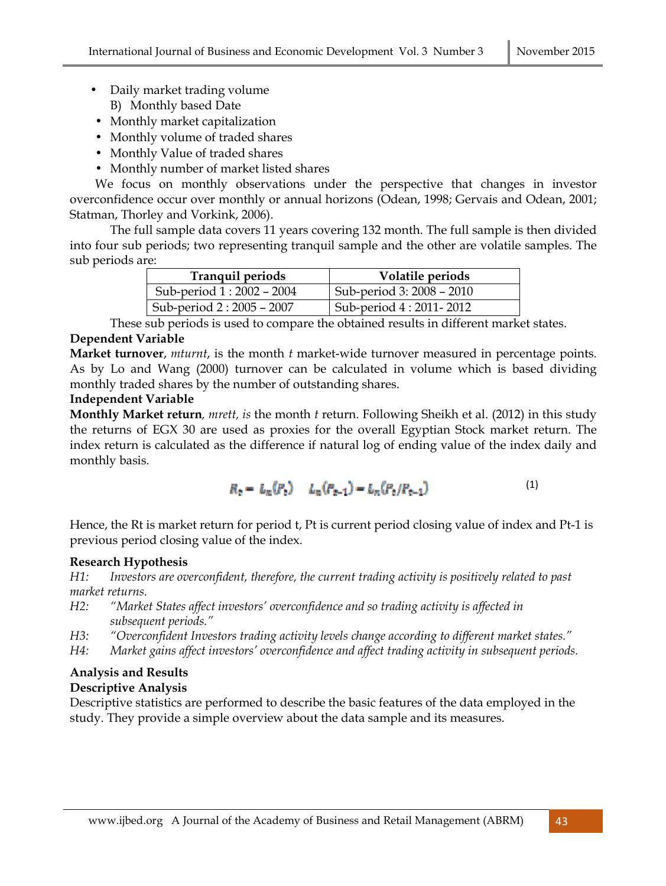- Daily market trading volume

B) Monthly based Date

- Monthly market capitalization
- Monthly volume of traded shares
- Monthly Value of traded shares
- Monthly number of market listed shares

We focus on monthly observations under the perspective that changes in investor overconfidence occur over monthly or annual horizons (Odean, 1998; Gervais and Odean, 2001; Statman, Thorley and Vorkink, 2006).

The full sample data covers 11 years covering 132 month. The full sample is then divided into four sub periods; two representing tranquil sample and the other are volatile samples. The sub periods are:

| Tranquil periods | Volatile periods |
|---|---|
| Sub-period 1 : 2002 – 2004 | Sub-period 3: 2008 – 2010 |
| Sub-period 2 : 2005 – 2007 | Sub-period 4 : 2011- 2012 |

These sub periods is used to compare the obtained results in different market states.

**Dependent Variable**

**Market turnover**, *mturnt*, is the month *t* market-wide turnover measured in percentage points. As by Lo and Wang (2000) turnover can be calculated in volume which is based dividing monthly traded shares by the number of outstanding shares.

**Independent Variable**

**Monthly Market return***, mrett, is* the month *t* return. Following Sheikh et al. (2012) in this study the returns of EGX 30 are used as proxies for the overall Egyptian Stock market return. The index return is calculated as the difference if natural log of ending value of the index daily and monthly basis.

$$R_t = L_n(P_t) \quad L_n(P_{t-1}) = L_n(P_t/P_{t-1}) \tag{1}$$

Hence, the Rt is market return for period t, Pt is current period closing value of index and Pt-1 is previous period closing value of the index.

**Research Hypothesis**

*H1: Investors are overconfident, therefore, the current trading activity is positively related to past market returns.*

*H2: "Market States affect investors' overconfidence and so trading activity is affected in subsequent periods."*

*H3: "Overconfident Investors trading activity levels change according to different market states."*

*H4: Market gains affect investors' overconfidence and affect trading activity in subsequent periods.*

**Analysis and Results**

**Descriptive Analysis**

Descriptive statistics are performed to describe the basic features of the data employed in the study. They provide a simple overview about the data sample and its measures.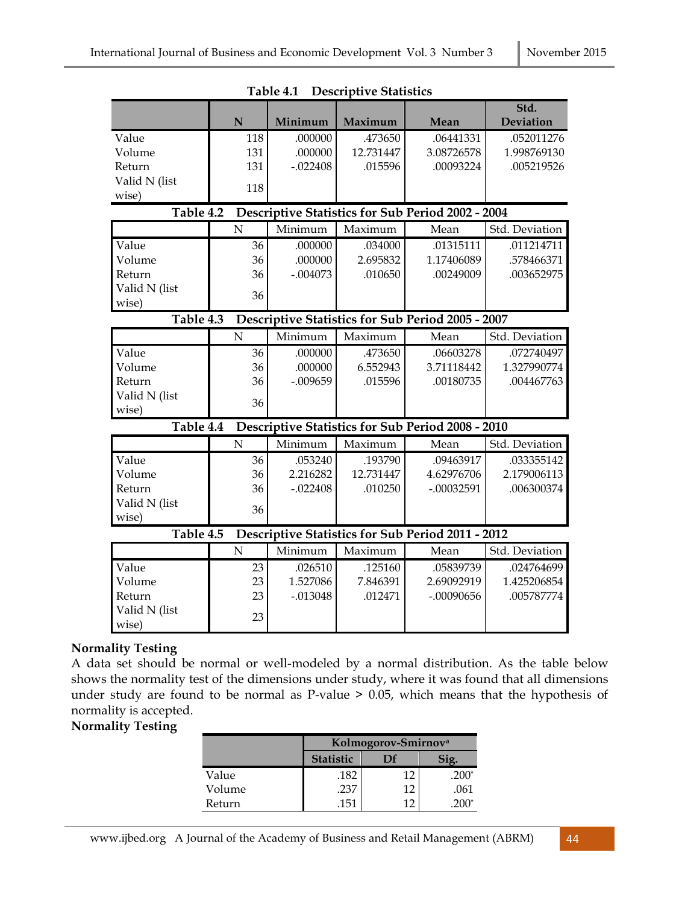**Table 4.1 Descriptive Statistics**

| | N | Minimum | Maximum | Mean | Std. Deviation |
|---|---|---|---|---|---|
| Value | 118 | .000000 | .473650 | .06441331 | .052011276 |
| Volume | 131 | .000000 | 12.731447 | 3.08726578 | 1.998769130 |
| Return | 131 | -.022408 | .015596 | .00093224 | .005219526 |
| Valid N (list wise) | 118 | | | | |

**Table 4.2 Descriptive Statistics for Sub Period 2002 - 2004**

| | N | Minimum | Maximum | Mean | Std. Deviation |
|---|---|---|---|---|---|
| Value | 36 | .000000 | .034000 | .01315111 | .011214711 |
| Volume | 36 | .000000 | 2.695832 | 1.17406089 | .578466371 |
| Return | 36 | -.004073 | .010650 | .00249009 | .003652975 |
| Valid N (list wise) | 36 | | | | |

**Table 4.3 Descriptive Statistics for Sub Period 2005 - 2007**

| | N | Minimum | Maximum | Mean | Std. Deviation |
|---|---|---|---|---|---|
| Value | 36 | .000000 | .473650 | .06603278 | .072740497 |
| Volume | 36 | .000000 | 6.552943 | 3.71118442 | 1.327990774 |
| Return | 36 | -.009659 | .015596 | .00180735 | .004467763 |
| Valid N (list wise) | 36 | | | | |

**Table 4.4 Descriptive Statistics for Sub Period 2008 - 2010**

| | N | Minimum | Maximum | Mean | Std. Deviation |
|---|---|---|---|---|---|
| Value | 36 | .053240 | .193790 | .09463917 | .033355142 |
| Volume | 36 | 2.216282 | 12.731447 | 4.62976706 | 2.179006113 |
| Return | 36 | -.022408 | .010250 | -.00032591 | .006300374 |
| Valid N (list wise) | 36 | | | | |

**Table 4.5 Descriptive Statistics for Sub Period 2011 - 2012**

| | N | Minimum | Maximum | Mean | Std. Deviation |
|---|---|---|---|---|---|
| Value | 23 | .026510 | .125160 | .05839739 | .024764699 |
| Volume | 23 | 1.527086 | 7.846391 | 2.69092919 | 1.425206854 |
| Return | 23 | -.013048 | .012471 | -.00090656 | .005787774 |
| Valid N (list wise) | 23 | | | | |

**Normality Testing**

A data set should be normal or well-modeled by a normal distribution. As the table below shows the normality test of the dimensions under study, where it was found that all dimensions under study are found to be normal as P-value > 0.05, which means that the hypothesis of normality is accepted.

**Normality Testing**

| | Kolmogorov-Smirnov[a] | | |
|---|---|---|---|
| | Statistic | Df | Sig. |
| Value | .182 | 12 | .200* |
| Volume | .237 | 12 | .061 |
| Return | .151 | 12 | .200* |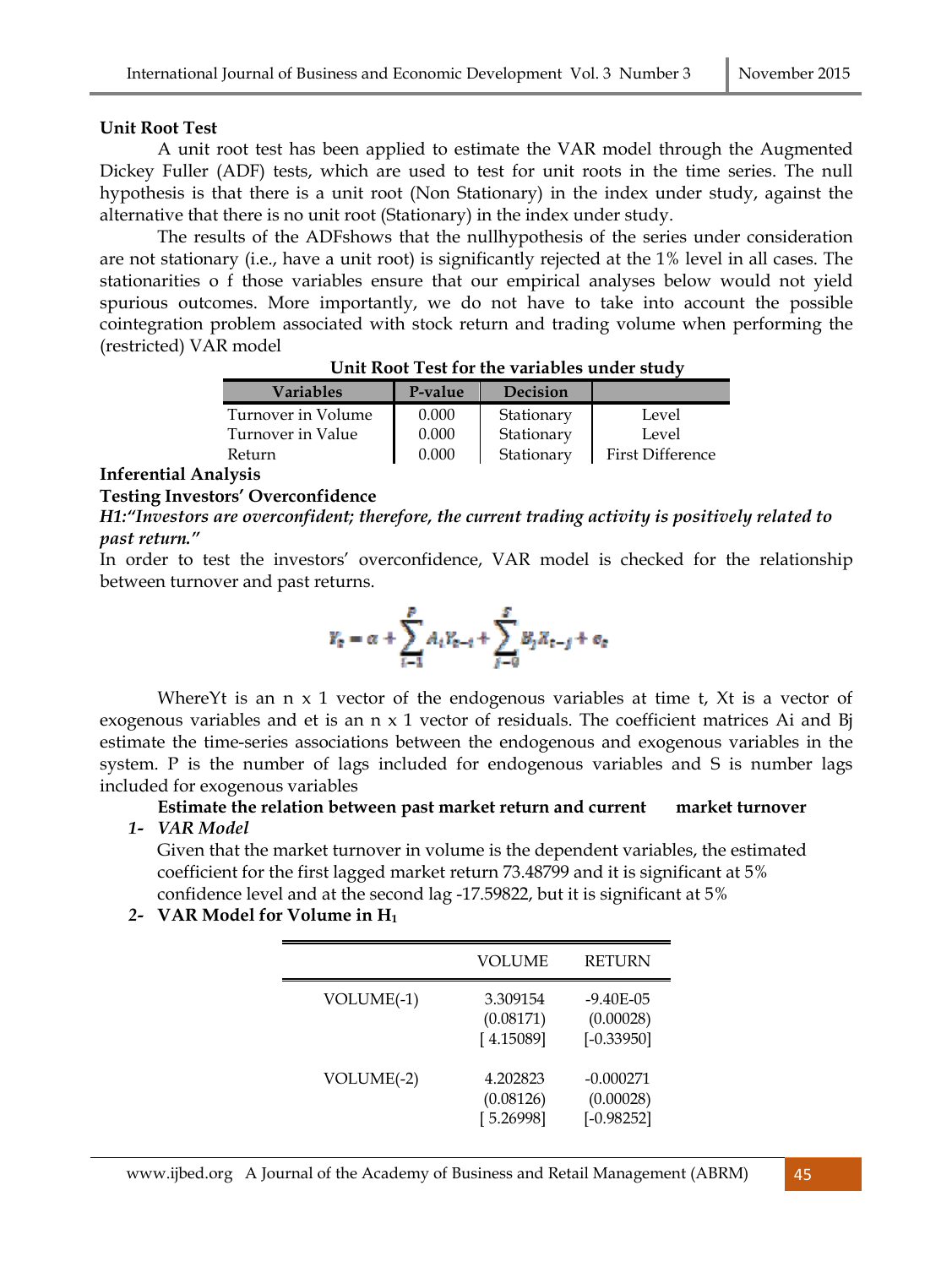**Unit Root Test**

A unit root test has been applied to estimate the VAR model through the Augmented Dickey Fuller (ADF) tests, which are used to test for unit roots in the time series. The null hypothesis is that there is a unit root (Non Stationary) in the index under study, against the alternative that there is no unit root (Stationary) in the index under study.

The results of the ADFshows that the nullhypothesis of the series under consideration are not stationary (i.e., have a unit root) is significantly rejected at the 1% level in all cases. The stationarities o f those variables ensure that our empirical analyses below would not yield spurious outcomes. More importantly, we do not have to take into account the possible cointegration problem associated with stock return and trading volume when performing the (restricted) VAR model

**Unit Root Test for the variables under study**

| Variables | P-value | Decision | |
|---|---|---|---|
| Turnover in Volume | 0.000 | Stationary | Level |
| Turnover in Value | 0.000 | Stationary | Level |
| Return | 0.000 | Stationary | First Difference |

**Inferential Analysis**

**Testing Investors' Overconfidence**

***H1:"Investors are overconfident; therefore, the current trading activity is positively related to past return."***

In order to test the investors' overconfidence, VAR model is checked for the relationship between turnover and past returns.

$$Y_t = \alpha + \sum_{i=1}^{P} A_i Y_{t-i} + \sum_{j=0}^{S} B_j X_{t-j} + e_t$$

WhereYt is an n x 1 vector of the endogenous variables at time t, Xt is a vector of exogenous variables and et is an n x 1 vector of residuals. The coefficient matrices Ai and Bj estimate the time-series associations between the endogenous and exogenous variables in the system. P is the number of lags included for endogenous variables and S is number lags included for exogenous variables

**Estimate the relation between past market return and current market turnover**

1- ***VAR Model***

Given that the market turnover in volume is the dependent variables, the estimated coefficient for the first lagged market return 73.48799 and it is significant at 5% confidence level and at the second lag -17.59822, but it is significant at 5%

2- **VAR Model for Volume in $H_1$**

| | VOLUME | RETURN |
|---|---|---|
| VOLUME(-1) | 3.309154<br>(0.08171)<br>[ 4.15089] | -9.40E-05<br>(0.00028)<br>[-0.33950] |
| VOLUME(-2) | 4.202823<br>(0.08126)<br>[ 5.26998] | -0.000271<br>(0.00028)<br>[-0.98252] |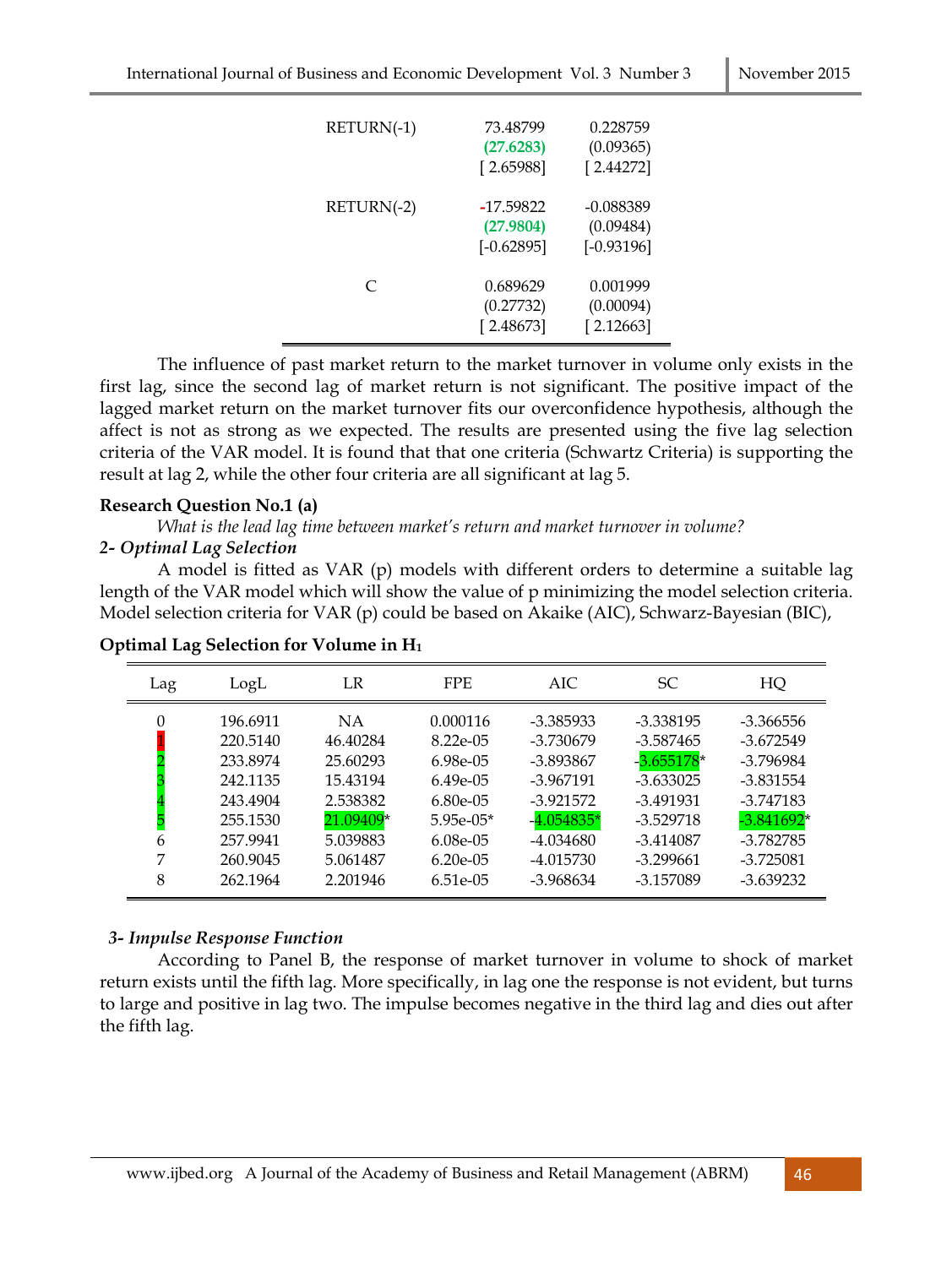| | | |
|---|---|---|
| RETURN(-1) | 73.48799 | 0.228759 |
| | (27.6283) | (0.09365) |
| | [ 2.65988] | [ 2.44272] |
| RETURN(-2) | -17.59822 | -0.088389 |
| | (27.9804) | (0.09484) |
| | [-0.62895] | [-0.93196] |
| C | 0.689629 | 0.001999 |
| | (0.27732) | (0.00094) |
| | [ 2.48673] | [ 2.12663] |

The influence of past market return to the market turnover in volume only exists in the first lag, since the second lag of market return is not significant. The positive impact of the lagged market return on the market turnover fits our overconfidence hypothesis, although the affect is not as strong as we expected. The results are presented using the five lag selection criteria of the VAR model. It is found that that one criteria (Schwartz Criteria) is supporting the result at lag 2, while the other four criteria are all significant at lag 5.

**Research Question No.1 (a)**

*What is the lead lag time between market's return and market turnover in volume?*

***2- Optimal Lag Selection***

A model is fitted as VAR (p) models with different orders to determine a suitable lag length of the VAR model which will show the value of p minimizing the model selection criteria. Model selection criteria for VAR (p) could be based on Akaike (AIC), Schwarz-Bayesian (BIC),

**Optimal Lag Selection for Volume in $H_1$**

| Lag | LogL | LR | FPE | AIC | SC | HQ |
|---|---|---|---|---|---|---|
| 0 | 196.6911 | NA | 0.000116 | -3.385933 | -3.338195 | -3.366556 |
| 1 | 220.5140 | 46.40284 | 8.22e-05 | -3.730679 | -3.587465 | -3.672549 |
| 2 | 233.8974 | 25.60293 | 6.98e-05 | -3.893867 | -3.655178* | -3.796984 |
| 3 | 242.1135 | 15.43194 | 6.49e-05 | -3.967191 | -3.633025 | -3.831554 |
| 4 | 243.4904 | 2.538382 | 6.80e-05 | -3.921572 | -3.491931 | -3.747183 |
| 5 | 255.1530 | 21.09409* | 5.95e-05* | -4.054835* | -3.529718 | -3.841692* |
| 6 | 257.9941 | 5.039883 | 6.08e-05 | -4.034680 | -3.414087 | -3.782785 |
| 7 | 260.9045 | 5.061487 | 6.20e-05 | -4.015730 | -3.299661 | -3.725081 |
| 8 | 262.1964 | 2.201946 | 6.51e-05 | -3.968634 | -3.157089 | -3.639232 |

***3- Impulse Response Function***

According to Panel B, the response of market turnover in volume to shock of market return exists until the fifth lag. More specifically, in lag one the response is not evident, but turns to large and positive in lag two. The impulse becomes negative in the third lag and dies out after the fifth lag.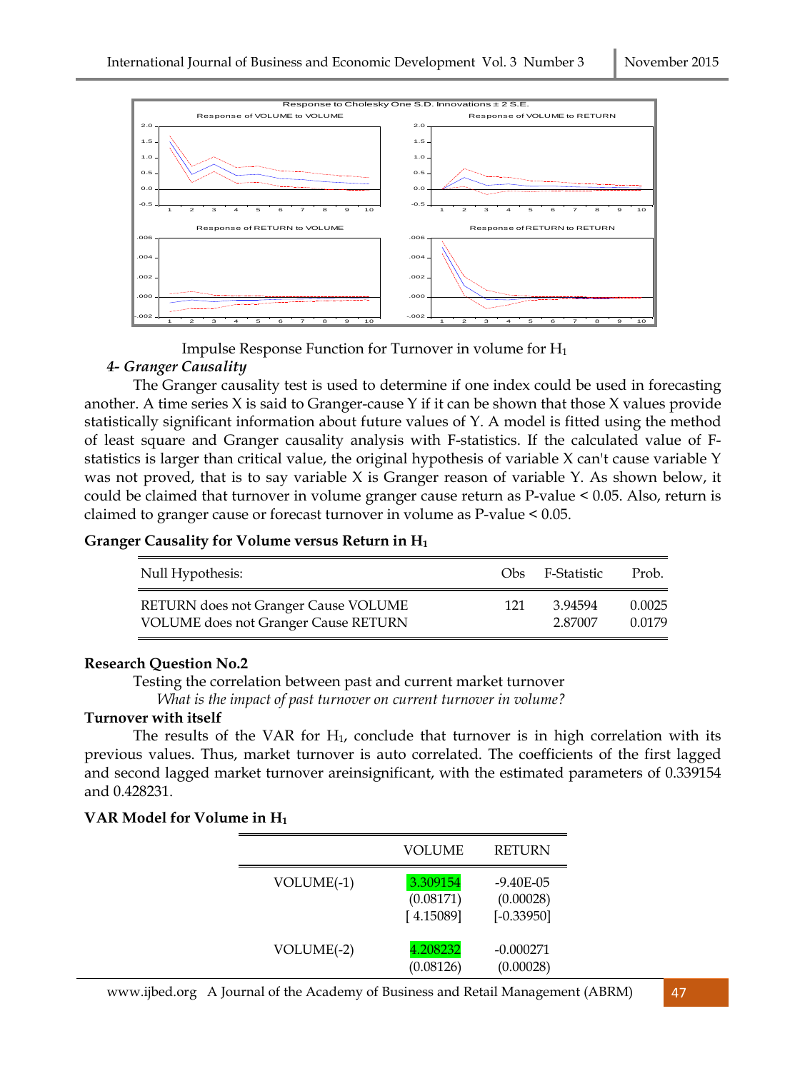Impulse Response Function for Turnover in volume for $H_1$

***4- Granger Causality***

The Granger causality test is used to determine if one index could be used in forecasting another. A time series X is said to Granger-cause Y if it can be shown that those X values provide statistically significant information about future values of Y. A model is fitted using the method of least square and Granger causality analysis with F-statistics. If the calculated value of F-statistics is larger than critical value, the original hypothesis of variable X can't cause variable Y was not proved, that is to say variable X is Granger reason of variable Y. As shown below, it could be claimed that turnover in volume granger cause return as P-value < 0.05. Also, return is claimed to granger cause or forecast turnover in volume as P-value < 0.05.

**Granger Causality for Volume versus Return in $H_1$**

| Null Hypothesis: | Obs | F-Statistic | Prob. |
|---|---|---|---|
| RETURN does not Granger Cause VOLUME | 121 | 3.94594 | 0.0025 |
| VOLUME does not Granger Cause RETURN | | 2.87007 | 0.0179 |

**Research Question No.2**

Testing the correlation between past and current market turnover

*What is the impact of past turnover on current turnover in volume?*

**Turnover with itself**

The results of the VAR for $H_1$, conclude that turnover is in high correlation with its previous values. Thus, market turnover is auto correlated. The coefficients of the first lagged and second lagged market turnover areinsignificant, with the estimated parameters of 0.339154 and 0.428231.

**VAR Model for Volume in $H_1$**

| | VOLUME | RETURN |
|---|---|---|
| VOLUME(-1) | 3.309154 | -9.40E-05 |
| | (0.08171) | (0.00028) |
| | [ 4.15089] | [-0.33950] |
| VOLUME(-2) | 4.208232 | -0.000271 |
| | (0.08126) | (0.00028) |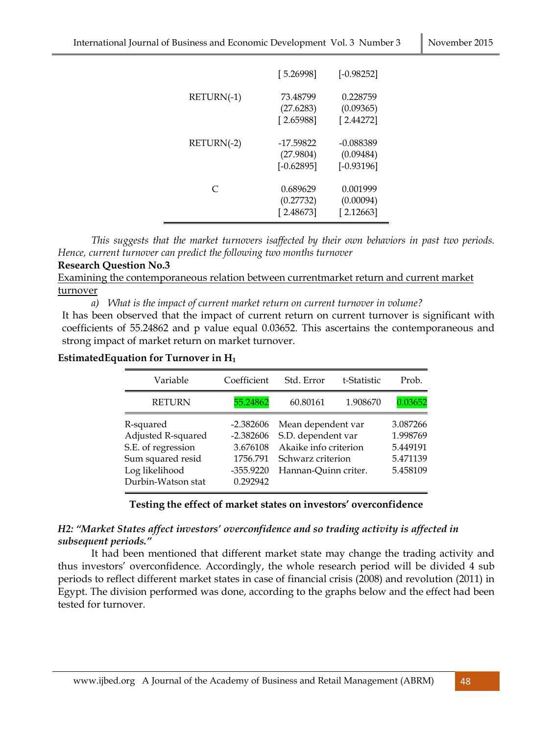| | | |
|---|---|---|
| | [ 5.26998] | [-0.98252] |
| RETURN(-1) | 73.48799 | 0.228759 |
| | (27.6283) | (0.09365) |
| | [ 2.65988] | [ 2.44272] |
| RETURN(-2) | -17.59822 | -0.088389 |
| | (27.9804) | (0.09484) |
| | [-0.62895] | [-0.93196] |
| C | 0.689629 | 0.001999 |
| | (0.27732) | (0.00094) |
| | [ 2.48673] | [ 2.12663] |

*This suggests that the market turnovers isaffected by their own behaviors in past two periods. Hence, current turnover can predict the following two months turnover*

**Research Question No.3**

Examining the contemporaneous relation between currentmarket return and current market turnover

a) *What is the impact of current market return on current turnover in volume?*

It has been observed that the impact of current return on current turnover is significant with coefficients of 55.24862 and p value equal 0.03652. This ascertains the contemporaneous and strong impact of market return on market turnover.

**EstimatedEquation for Turnover in $H_1$**

| Variable | Coefficient | Std. Error | t-Statistic | Prob. |
|---|---|---|---|---|
| RETURN | 55.24862 | 60.80161 | 1.908670 | 0.03652 |
| R-squared | -2.382606 | Mean dependent var | | 3.087266 |
| Adjusted R-squared | -2.382606 | S.D. dependent var | | 1.998769 |
| S.E. of regression | 3.676108 | Akaike info criterion | | 5.449191 |
| Sum squared resid | 1756.791 | Schwarz criterion | | 5.471139 |
| Log likelihood | -355.9220 | Hannan-Quinn criter. | | 5.458109 |
| Durbin-Watson stat | 0.292942 | | | |

**Testing the effect of market states on investors' overconfidence**

***H2: "Market States affect investors' overconfidence and so trading activity is affected in subsequent periods."***

It had been mentioned that different market state may change the trading activity and thus investors' overconfidence. Accordingly, the whole research period will be divided 4 sub periods to reflect different market states in case of financial crisis (2008) and revolution (2011) in Egypt. The division performed was done, according to the graphs below and the effect had been tested for turnover.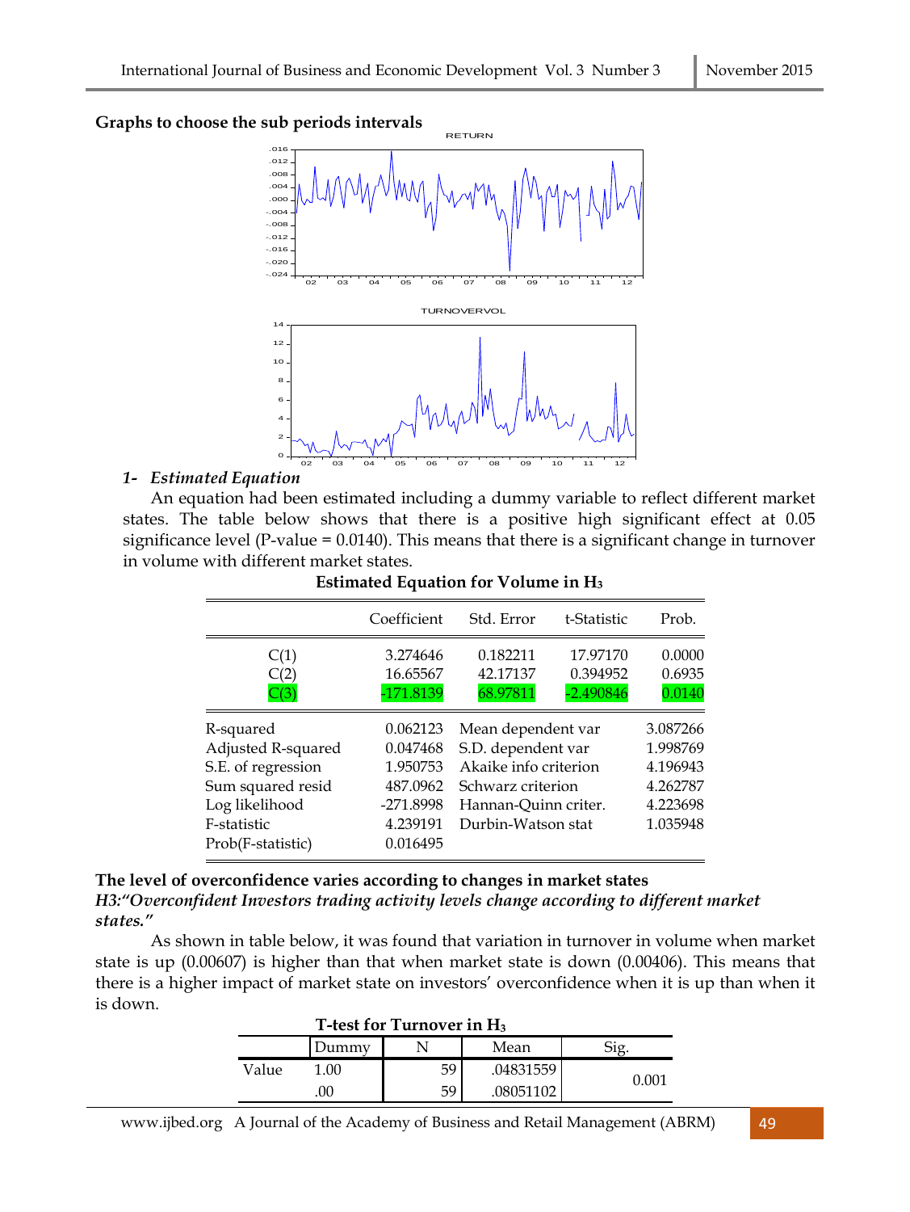**Graphs to choose the sub periods intervals**

1- *Estimated Equation*

An equation had been estimated including a dummy variable to reflect different market states. The table below shows that there is a positive high significant effect at 0.05 significance level (P-value = 0.0140). This means that there is a significant change in turnover in volume with different market states.

**Estimated Equation for Volume in $H_3$**

| | Coefficient | Std. Error | t-Statistic | Prob. |
|---|---|---|---|---|
| C(1) | 3.274646 | 0.182211 | 17.97170 | 0.0000 |
| C(2) | 16.65567 | 42.17137 | 0.394952 | 0.6935 |
| C(3) | -171.8139 | 68.97811 | -2.490846 | 0.0140 |

| | | | |
|---|---|---|---|
| R-squared | 0.062123 | Mean dependent var | 3.087266 |
| Adjusted R-squared | 0.047468 | S.D. dependent var | 1.998769 |
| S.E. of regression | 1.950753 | Akaike info criterion | 4.196943 |
| Sum squared resid | 487.0962 | Schwarz criterion | 4.262787 |
| Log likelihood | -271.8998 | Hannan-Quinn criter. | 4.223698 |
| F-statistic | 4.239191 | Durbin-Watson stat | 1.035948 |
| Prob(F-statistic) | 0.016495 | | |

**The level of overconfidence varies according to changes in market states**

***H3:"Overconfident Investors trading activity levels change according to different market states."***

As shown in table below, it was found that variation in turnover in volume when market state is up (0.00607) is higher than that when market state is down (0.00406). This means that there is a higher impact of market state on investors' overconfidence when it is up than when it is down.

**T-test for Turnover in $H_3$**

| | Dummy | N | Mean | Sig. |
|---|---|---|---|---|
| Value | 1.00 | 59 | .04831559 | 0.001 |
| | .00 | 59 | .08051102 | |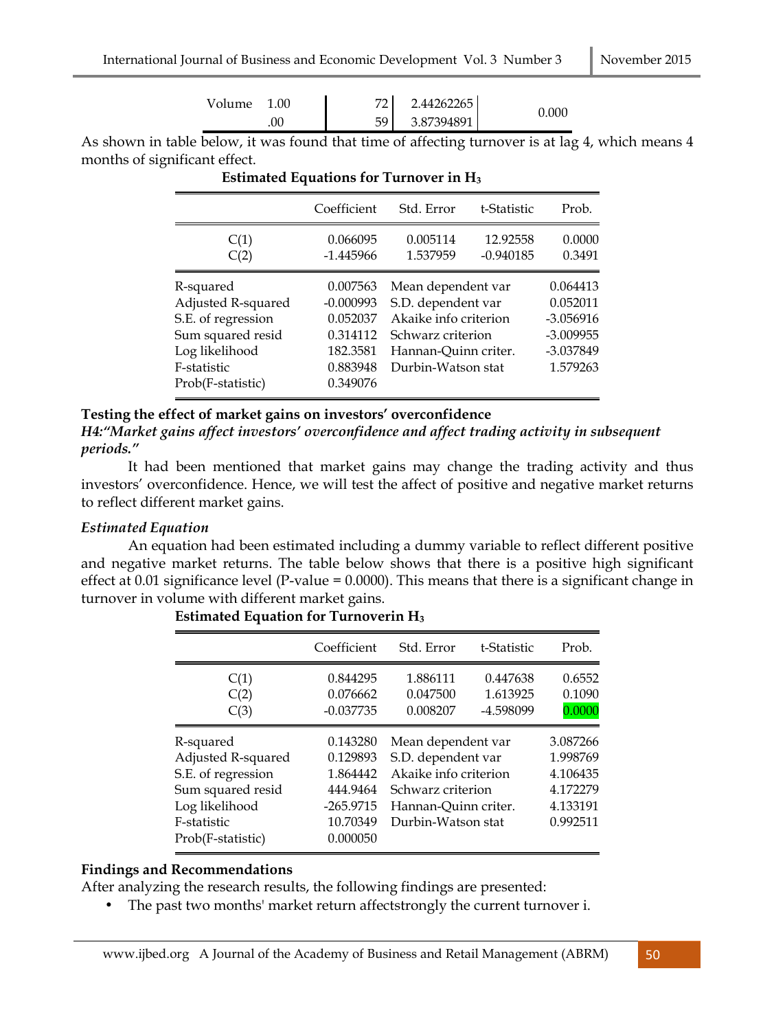| Volume | 1.00 | 72 | 2.44262265 | 0.000 |
|---|---|---|---|---|
| | .00 | 59 | 3.87394891 | |

As shown in table below, it was found that time of affecting turnover is at lag 4, which means 4 months of significant effect.

**Estimated Equations for Turnover in $H_3$**

| | Coefficient | Std. Error | t-Statistic | Prob. |
|---|---|---|---|---|
| C(1) | 0.066095 | 0.005114 | 12.92558 | 0.0000 |
| C(2) | -1.445966 | 1.537959 | -0.940185 | 0.3491 |
| R-squared | 0.007563 | Mean dependent var | | 0.064413 |
| Adjusted R-squared | -0.000993 | S.D. dependent var | | 0.052011 |
| S.E. of regression | 0.052037 | Akaike info criterion | | -3.056916 |
| Sum squared resid | 0.314112 | Schwarz criterion | | -3.009955 |
| Log likelihood | 182.3581 | Hannan-Quinn criter. | | -3.037849 |
| F-statistic | 0.883948 | Durbin-Watson stat | | 1.579263 |
| Prob(F-statistic) | 0.349076 | | | |

**Testing the effect of market gains on investors' overconfidence**

***H4:"Market gains affect investors' overconfidence and affect trading activity in subsequent periods."***

It had been mentioned that market gains may change the trading activity and thus investors' overconfidence. Hence, we will test the affect of positive and negative market returns to reflect different market gains.

***Estimated Equation***

An equation had been estimated including a dummy variable to reflect different positive and negative market returns. The table below shows that there is a positive high significant effect at 0.01 significance level (P-value = 0.0000). This means that there is a significant change in turnover in volume with different market gains.

**Estimated Equation for Turnoverin $H_3$**

| | Coefficient | Std. Error | t-Statistic | Prob. |
|---|---|---|---|---|
| C(1) | 0.844295 | 1.886111 | 0.447638 | 0.6552 |
| C(2) | 0.076662 | 0.047500 | 1.613925 | 0.1090 |
| C(3) | -0.037735 | 0.008207 | -4.598099 | 0.0000 |
| R-squared | 0.143280 | Mean dependent var | | 3.087266 |
| Adjusted R-squared | 0.129893 | S.D. dependent var | | 1.998769 |
| S.E. of regression | 1.864442 | Akaike info criterion | | 4.106435 |
| Sum squared resid | 444.9464 | Schwarz criterion | | 4.172279 |
| Log likelihood | -265.9715 | Hannan-Quinn criter. | | 4.133191 |
| F-statistic | 10.70349 | Durbin-Watson stat | | 0.992511 |
| Prob(F-statistic) | 0.000050 | | | |

**Findings and Recommendations**

After analyzing the research results, the following findings are presented:

- The past two months' market return affectstrongly the current turnover i.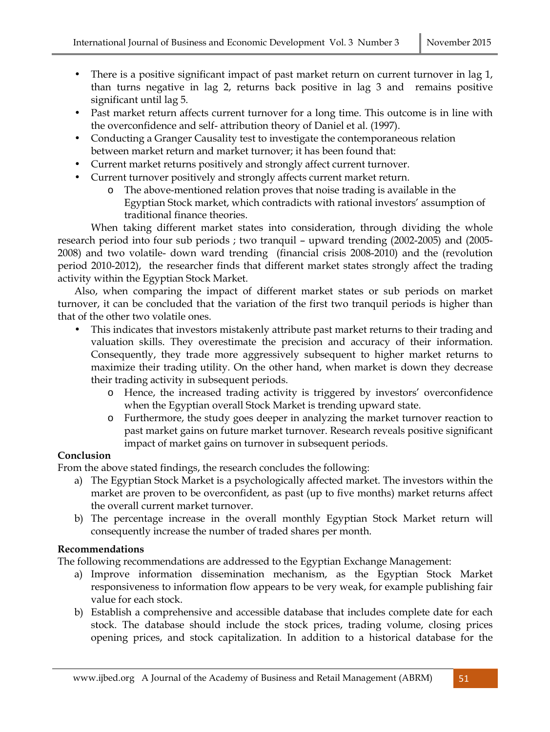- There is a positive significant impact of past market return on current turnover in lag 1, than turns negative in lag 2, returns back positive in lag 3 and remains positive significant until lag 5.
- Past market return affects current turnover for a long time. This outcome is in line with the overconfidence and self- attribution theory of Daniel et al. (1997).
- Conducting a Granger Causality test to investigate the contemporaneous relation between market return and market turnover; it has been found that:
- Current market returns positively and strongly affect current turnover.
- Current turnover positively and strongly affects current market return.
    - The above-mentioned relation proves that noise trading is available in the Egyptian Stock market, which contradicts with rational investors' assumption of traditional finance theories.

When taking different market states into consideration, through dividing the whole research period into four sub periods ; two tranquil – upward trending (2002-2005) and (2005-2008) and two volatile- down ward trending (financial crisis 2008-2010) and the (revolution period 2010-2012), the researcher finds that different market states strongly affect the trading activity within the Egyptian Stock Market.

Also, when comparing the impact of different market states or sub periods on market turnover, it can be concluded that the variation of the first two tranquil periods is higher than that of the other two volatile ones.

- This indicates that investors mistakenly attribute past market returns to their trading and valuation skills. They overestimate the precision and accuracy of their information. Consequently, they trade more aggressively subsequent to higher market returns to maximize their trading utility. On the other hand, when market is down they decrease their trading activity in subsequent periods.
    - Hence, the increased trading activity is triggered by investors' overconfidence when the Egyptian overall Stock Market is trending upward state.
    - Furthermore, the study goes deeper in analyzing the market turnover reaction to past market gains on future market turnover. Research reveals positive significant impact of market gains on turnover in subsequent periods.

**Conclusion**

From the above stated findings, the research concludes the following:

a) The Egyptian Stock Market is a psychologically affected market. The investors within the market are proven to be overconfident, as past (up to five months) market returns affect the overall current market turnover.
b) The percentage increase in the overall monthly Egyptian Stock Market return will consequently increase the number of traded shares per month.

**Recommendations**

The following recommendations are addressed to the Egyptian Exchange Management:

a) Improve information dissemination mechanism, as the Egyptian Stock Market responsiveness to information flow appears to be very weak, for example publishing fair value for each stock.
b) Establish a comprehensive and accessible database that includes complete date for each stock. The database should include the stock prices, trading volume, closing prices opening prices, and stock capitalization. In addition to a historical database for the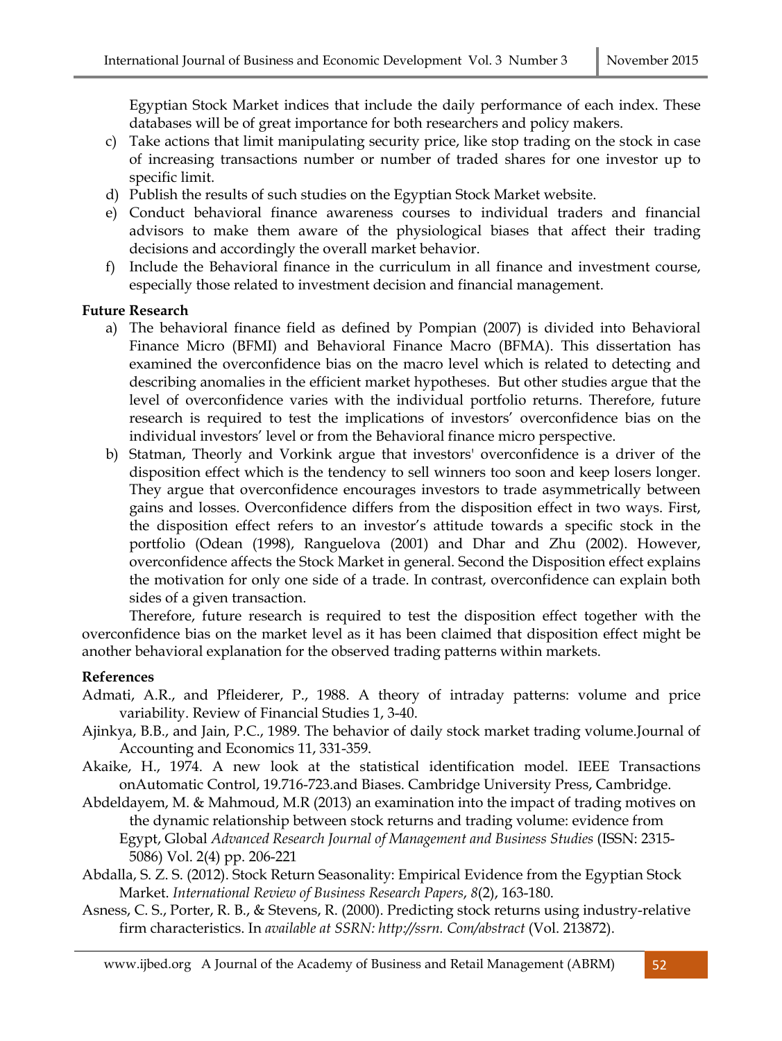Egyptian Stock Market indices that include the daily performance of each index. These databases will be of great importance for both researchers and policy makers.

c) Take actions that limit manipulating security price, like stop trading on the stock in case of increasing transactions number or number of traded shares for one investor up to specific limit.
d) Publish the results of such studies on the Egyptian Stock Market website.
e) Conduct behavioral finance awareness courses to individual traders and financial advisors to make them aware of the physiological biases that affect their trading decisions and accordingly the overall market behavior.
f) Include the Behavioral finance in the curriculum in all finance and investment course, especially those related to investment decision and financial management.

**Future Research**

a) The behavioral finance field as defined by Pompian (2007) is divided into Behavioral Finance Micro (BFMI) and Behavioral Finance Macro (BFMA). This dissertation has examined the overconfidence bias on the macro level which is related to detecting and describing anomalies in the efficient market hypotheses. But other studies argue that the level of overconfidence varies with the individual portfolio returns. Therefore, future research is required to test the implications of investors' overconfidence bias on the individual investors' level or from the Behavioral finance micro perspective.
b) Statman, Theorly and Vorkink argue that investors' overconfidence is a driver of the disposition effect which is the tendency to sell winners too soon and keep losers longer. They argue that overconfidence encourages investors to trade asymmetrically between gains and losses. Overconfidence differs from the disposition effect in two ways. First, the disposition effect refers to an investor's attitude towards a specific stock in the portfolio (Odean (1998), Ranguelova (2001) and Dhar and Zhu (2002). However, overconfidence affects the Stock Market in general. Second the Disposition effect explains the motivation for only one side of a trade. In contrast, overconfidence can explain both sides of a given transaction.

Therefore, future research is required to test the disposition effect together with the overconfidence bias on the market level as it has been claimed that disposition effect might be another behavioral explanation for the observed trading patterns within markets.

**References**

Admati, A.R., and Pfleiderer, P., 1988. A theory of intraday patterns: volume and price variability. Review of Financial Studies 1, 3-40.

Ajinkya, B.B., and Jain, P.C., 1989. The behavior of daily stock market trading volume.Journal of Accounting and Economics 11, 331-359.

Akaike, H., 1974. A new look at the statistical identification model. IEEE Transactions onAutomatic Control, 19.716-723.and Biases. Cambridge University Press, Cambridge.

Abdeldayem, M. & Mahmoud, M.R (2013) an examination into the impact of trading motives on the dynamic relationship between stock returns and trading volume: evidence from Egypt, Global *Advanced Research Journal of Management and Business Studies* (ISSN: 2315-5086) Vol. 2(4) pp. 206-221

Abdalla, S. Z. S. (2012). Stock Return Seasonality: Empirical Evidence from the Egyptian Stock Market. *International Review of Business Research Papers*, *8*(2), 163-180.

Asness, C. S., Porter, R. B., & Stevens, R. (2000). Predicting stock returns using industry-relative firm characteristics. In *available at SSRN: http://ssrn. Com/abstract* (Vol. 213872).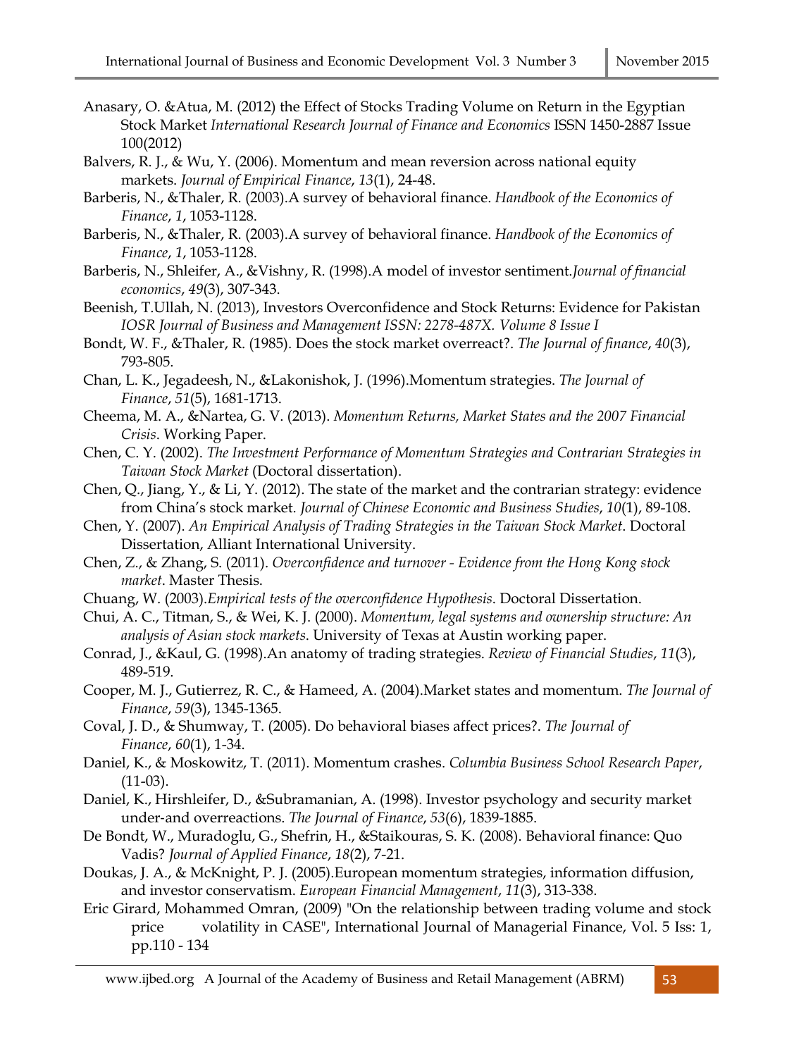Anasary, O. &Atua, M. (2012) the Effect of Stocks Trading Volume on Return in the Egyptian Stock Market *International Research Journal of Finance and Economics* ISSN 1450-2887 Issue 100(2012)

Balvers, R. J., & Wu, Y. (2006). Momentum and mean reversion across national equity markets. *Journal of Empirical Finance*, *13*(1), 24-48.

Barberis, N., &Thaler, R. (2003).A survey of behavioral finance. *Handbook of the Economics of Finance*, *1*, 1053-1128.

Barberis, N., &Thaler, R. (2003).A survey of behavioral finance. *Handbook of the Economics of Finance*, *1*, 1053-1128.

Barberis, N., Shleifer, A., &Vishny, R. (1998).A model of investor sentiment.*Journal of financial economics*, *49*(3), 307-343.

Beenish, T.Ullah, N. (2013), Investors Overconfidence and Stock Returns: Evidence for Pakistan *IOSR Journal of Business and Management ISSN: 2278-487X. Volume 8 Issue I*

Bondt, W. F., &Thaler, R. (1985). Does the stock market overreact?. *The Journal of finance*, *40*(3), 793-805.

Chan, L. K., Jegadeesh, N., &Lakonishok, J. (1996).Momentum strategies. *The Journal of Finance*, *51*(5), 1681-1713.

Cheema, M. A., &Nartea, G. V. (2013). *Momentum Returns, Market States and the 2007 Financial Crisis*. Working Paper.

Chen, C. Y. (2002). *The Investment Performance of Momentum Strategies and Contrarian Strategies in Taiwan Stock Market* (Doctoral dissertation).

Chen, Q., Jiang, Y., & Li, Y. (2012). The state of the market and the contrarian strategy: evidence from China's stock market. *Journal of Chinese Economic and Business Studies*, *10*(1), 89-108.

Chen, Y. (2007). *An Empirical Analysis of Trading Strategies in the Taiwan Stock Market*. Doctoral Dissertation, Alliant International University.

Chen, Z., & Zhang, S. (2011). *Overconfidence and turnover - Evidence from the Hong Kong stock market*. Master Thesis.

Chuang, W. (2003).*Empirical tests of the overconfidence Hypothesis*. Doctoral Dissertation.

Chui, A. C., Titman, S., & Wei, K. J. (2000). *Momentum, legal systems and ownership structure: An analysis of Asian stock markets*. University of Texas at Austin working paper.

Conrad, J., &Kaul, G. (1998).An anatomy of trading strategies. *Review of Financial Studies*, *11*(3), 489-519.

Cooper, M. J., Gutierrez, R. C., & Hameed, A. (2004).Market states and momentum. *The Journal of Finance*, *59*(3), 1345-1365.

Coval, J. D., & Shumway, T. (2005). Do behavioral biases affect prices?. *The Journal of Finance*, *60*(1), 1-34.

Daniel, K., & Moskowitz, T. (2011). Momentum crashes. *Columbia Business School Research Paper*, (11-03).

Daniel, K., Hirshleifer, D., &Subramanian, A. (1998). Investor psychology and security market under-and overreactions. *The Journal of Finance*, *53*(6), 1839-1885.

De Bondt, W., Muradoglu, G., Shefrin, H., &Staikouras, S. K. (2008). Behavioral finance: Quo Vadis? *Journal of Applied Finance*, *18*(2), 7-21.

Doukas, J. A., & McKnight, P. J. (2005).European momentum strategies, information diffusion, and investor conservatism. *European Financial Management*, *11*(3), 313-338.

Eric Girard, Mohammed Omran, (2009) "On the relationship between trading volume and stock price volatility in CASE", International Journal of Managerial Finance, Vol. 5 Iss: 1, pp.110 - 134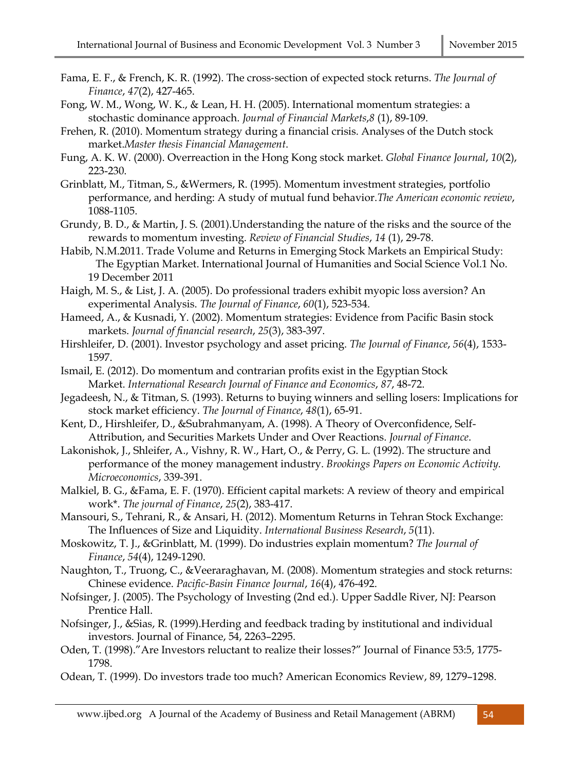Fama, E. F., & French, K. R. (1992). The cross-section of expected stock returns. *The Journal of Finance*, *47*(2), 427-465.

Fong, W. M., Wong, W. K., & Lean, H. H. (2005). International momentum strategies: a stochastic dominance approach. *Journal of Financial Markets*,*8* (1), 89-109.

Frehen, R. (2010). Momentum strategy during a financial crisis. Analyses of the Dutch stock market.*Master thesis Financial Management*.

Fung, A. K. W. (2000). Overreaction in the Hong Kong stock market. *Global Finance Journal*, *10*(2), 223-230.

Grinblatt, M., Titman, S., &Wermers, R. (1995). Momentum investment strategies, portfolio performance, and herding: A study of mutual fund behavior.*The American economic review*, 1088-1105.

Grundy, B. D., & Martin, J. S. (2001).Understanding the nature of the risks and the source of the rewards to momentum investing. *Review of Financial Studies*, *14* (1), 29-78.

Habib, N.M.2011. Trade Volume and Returns in Emerging Stock Markets an Empirical Study: The Egyptian Market. International Journal of Humanities and Social Science Vol.1 No. 19 December 2011

Haigh, M. S., & List, J. A. (2005). Do professional traders exhibit myopic loss aversion? An experimental Analysis. *The Journal of Finance*, *60*(1), 523-534.

Hameed, A., & Kusnadi, Y. (2002). Momentum strategies: Evidence from Pacific Basin stock markets. *Journal of financial research*, *25*(3), 383-397.

Hirshleifer, D. (2001). Investor psychology and asset pricing. *The Journal of Finance*, *56*(4), 1533-1597.

Ismail, E. (2012). Do momentum and contrarian profits exist in the Egyptian Stock Market. *International Research Journal of Finance and Economics*, *87*, 48-72.

Jegadeesh, N., & Titman, S. (1993). Returns to buying winners and selling losers: Implications for stock market efficiency. *The Journal of Finance*, *48*(1), 65-91.

Kent, D., Hirshleifer, D., &Subrahmanyam, A. (1998). A Theory of Overconfidence, Self-Attribution, and Securities Markets Under and Over Reactions. *Journal of Finance*.

Lakonishok, J., Shleifer, A., Vishny, R. W., Hart, O., & Perry, G. L. (1992). The structure and performance of the money management industry. *Brookings Papers on Economic Activity. Microeconomics*, 339-391.

Malkiel, B. G., &Fama, E. F. (1970). Efficient capital markets: A review of theory and empirical work*. *The journal of Finance*, *25*(2), 383-417.

Mansouri, S., Tehrani, R., & Ansari, H. (2012). Momentum Returns in Tehran Stock Exchange: The Influences of Size and Liquidity. *International Business Research*, *5*(11).

Moskowitz, T. J., &Grinblatt, M. (1999). Do industries explain momentum? *The Journal of Finance*, *54*(4), 1249-1290.

Naughton, T., Truong, C., &Veeraraghavan, M. (2008). Momentum strategies and stock returns: Chinese evidence. *Pacific-Basin Finance Journal*, *16*(4), 476-492.

Nofsinger, J. (2005). The Psychology of Investing (2nd ed.). Upper Saddle River, NJ: Pearson Prentice Hall.

Nofsinger, J., &Sias, R. (1999).Herding and feedback trading by institutional and individual investors. Journal of Finance, 54, 2263–2295.

Oden, T. (1998)."Are Investors reluctant to realize their losses?" Journal of Finance 53:5, 1775-1798.

Odean, T. (1999). Do investors trade too much? American Economics Review, 89, 1279–1298.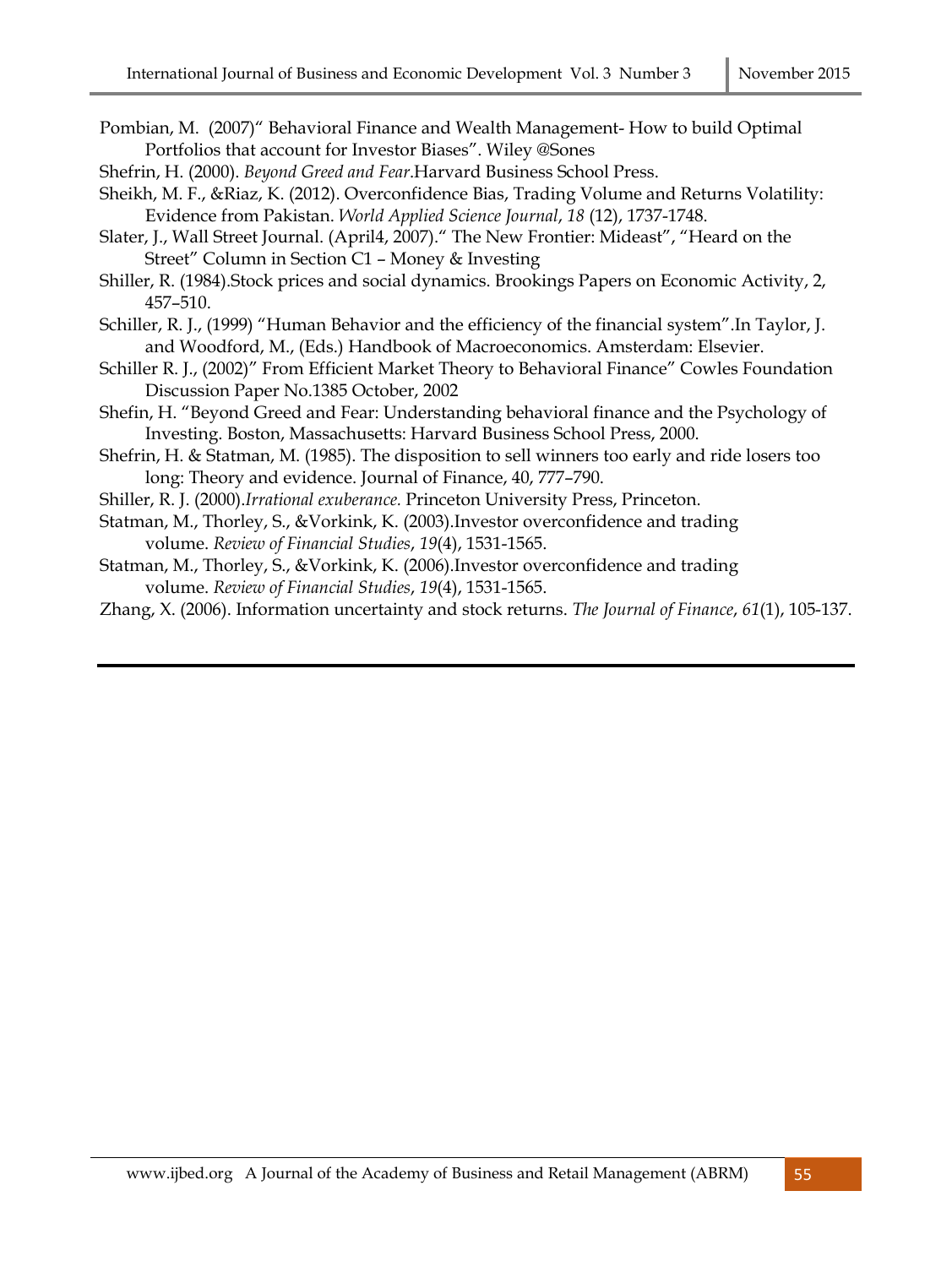Pombian, M. (2007)" Behavioral Finance and Wealth Management- How to build Optimal Portfolios that account for Investor Biases". Wiley @Sones

Shefrin, H. (2000). *Beyond Greed and Fear*.Harvard Business School Press.

Sheikh, M. F., &Riaz, K. (2012). Overconfidence Bias, Trading Volume and Returns Volatility: Evidence from Pakistan. *World Applied Science Journal*, *18* (12), 1737-1748.

Slater, J., Wall Street Journal. (April4, 2007)." The New Frontier: Mideast", "Heard on the Street" Column in Section C1 – Money & Investing

Shiller, R. (1984).Stock prices and social dynamics. Brookings Papers on Economic Activity, 2, 457–510.

Schiller, R. J., (1999) "Human Behavior and the efficiency of the financial system".In Taylor, J. and Woodford, M., (Eds.) Handbook of Macroeconomics. Amsterdam: Elsevier.

Schiller R. J., (2002)" From Efficient Market Theory to Behavioral Finance" Cowles Foundation Discussion Paper No.1385 October, 2002

Shefin, H. "Beyond Greed and Fear: Understanding behavioral finance and the Psychology of Investing. Boston, Massachusetts: Harvard Business School Press, 2000.

Shefrin, H. & Statman, M. (1985). The disposition to sell winners too early and ride losers too long: Theory and evidence. Journal of Finance, 40, 777–790.

Shiller, R. J. (2000).*Irrational exuberance.* Princeton University Press, Princeton.

Statman, M., Thorley, S., &Vorkink, K. (2003).Investor overconfidence and trading volume. *Review of Financial Studies*, *19*(4), 1531-1565.

Statman, M., Thorley, S., &Vorkink, K. (2006).Investor overconfidence and trading volume. *Review of Financial Studies*, *19*(4), 1531-1565.

Zhang, X. (2006). Information uncertainty and stock returns. *The Journal of Finance*, *61*(1), 105-137.